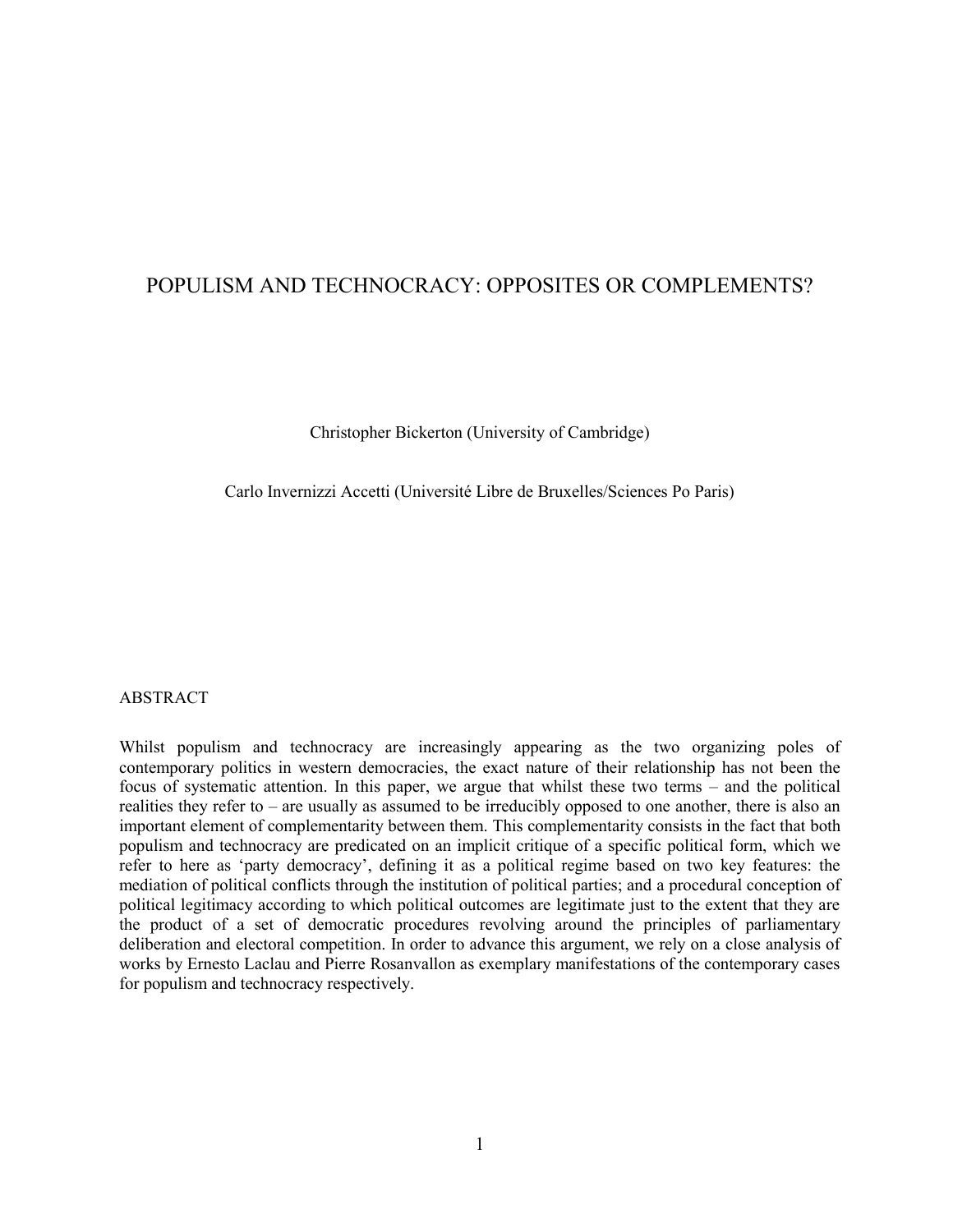# POPULISM AND TECHNOCRACY: OPPOSITES OR COMPLEMENTS?

Christopher Bickerton (University of Cambridge)

Carlo Invernizzi Accetti (Université Libre de Bruxelles/Sciences Po Paris)

## ABSTRACT

Whilst populism and technocracy are increasingly appearing as the two organizing poles of contemporary politics in western democracies, the exact nature of their relationship has not been the focus of systematic attention. In this paper, we argue that whilst these two terms – and the political realities they refer to – are usually as assumed to be irreducibly opposed to one another, there is also an important element of complementarity between them. This complementarity consists in the fact that both populism and technocracy are predicated on an implicit critique of a specific political form, which we refer to here as 'party democracy', defining it as a political regime based on two key features: the mediation of political conflicts through the institution of political parties; and a procedural conception of political legitimacy according to which political outcomes are legitimate just to the extent that they are the product of a set of democratic procedures revolving around the principles of parliamentary deliberation and electoral competition. In order to advance this argument, we rely on a close analysis of works by Ernesto Laclau and Pierre Rosanvallon as exemplary manifestations of the contemporary cases for populism and technocracy respectively.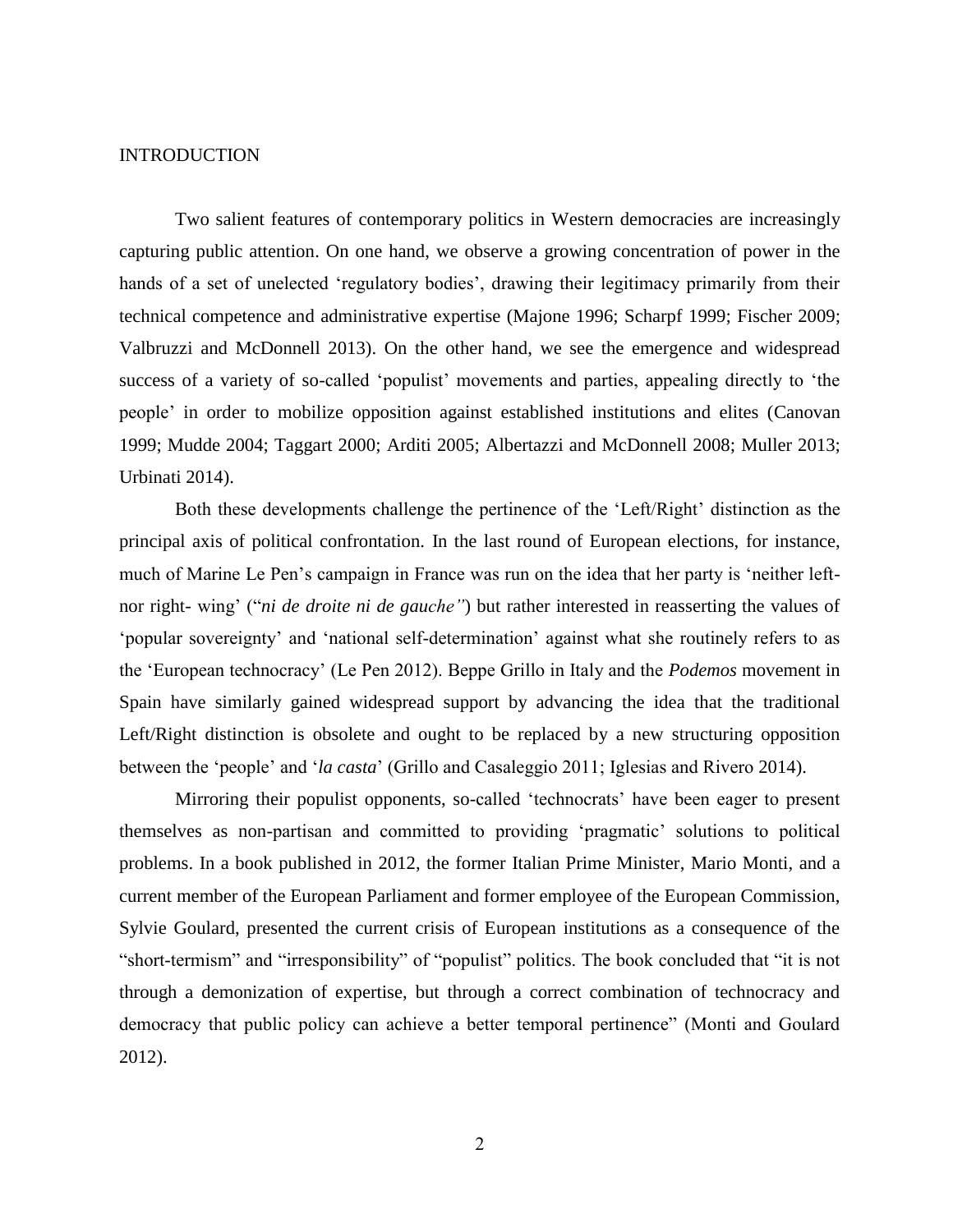# INTRODUCTION

Two salient features of contemporary politics in Western democracies are increasingly capturing public attention. On one hand, we observe a growing concentration of power in the hands of a set of unelected 'regulatory bodies', drawing their legitimacy primarily from their technical competence and administrative expertise (Majone 1996; Scharpf 1999; Fischer 2009; Valbruzzi and McDonnell 2013). On the other hand, we see the emergence and widespread success of a variety of so-called 'populist' movements and parties, appealing directly to 'the people' in order to mobilize opposition against established institutions and elites (Canovan 1999; Mudde 2004; Taggart 2000; Arditi 2005; Albertazzi and McDonnell 2008; Muller 2013; Urbinati 2014).

Both these developments challenge the pertinence of the 'Left/Right' distinction as the principal axis of political confrontation. In the last round of European elections, for instance, much of Marine Le Pen's campaign in France was run on the idea that her party is 'neither left- nor right- wing' ("*ni de droite ni de gauche"*) but rather interested in reasserting the values of 'popular sovereignty' and 'national self-determination' against what she routinely refers to as the 'European technocracy' (Le Pen 2012). Beppe Grillo in Italy and the *Podemos* movement in Spain have similarly gained widespread support by advancing the idea that the traditional Left/Right distinction is obsolete and ought to be replaced by a new structuring opposition between the 'people' and '*la casta*' (Grillo and Casaleggio 2011; Iglesias and Rivero 2014).

Mirroring their populist opponents, so-called 'technocrats' have been eager to present themselves as non-partisan and committed to providing 'pragmatic' solutions to political problems. In a book published in 2012, the former Italian Prime Minister, Mario Monti, and a current member of the European Parliament and former employee of the European Commission, Sylvie Goulard, presented the current crisis of European institutions as a consequence of the "short-termism" and "irresponsibility" of "populist" politics. The book concluded that "it is not through a demonization of expertise, but through a correct combination of technocracy and democracy that public policy can achieve a better temporal pertinence" (Monti and Goulard 2012).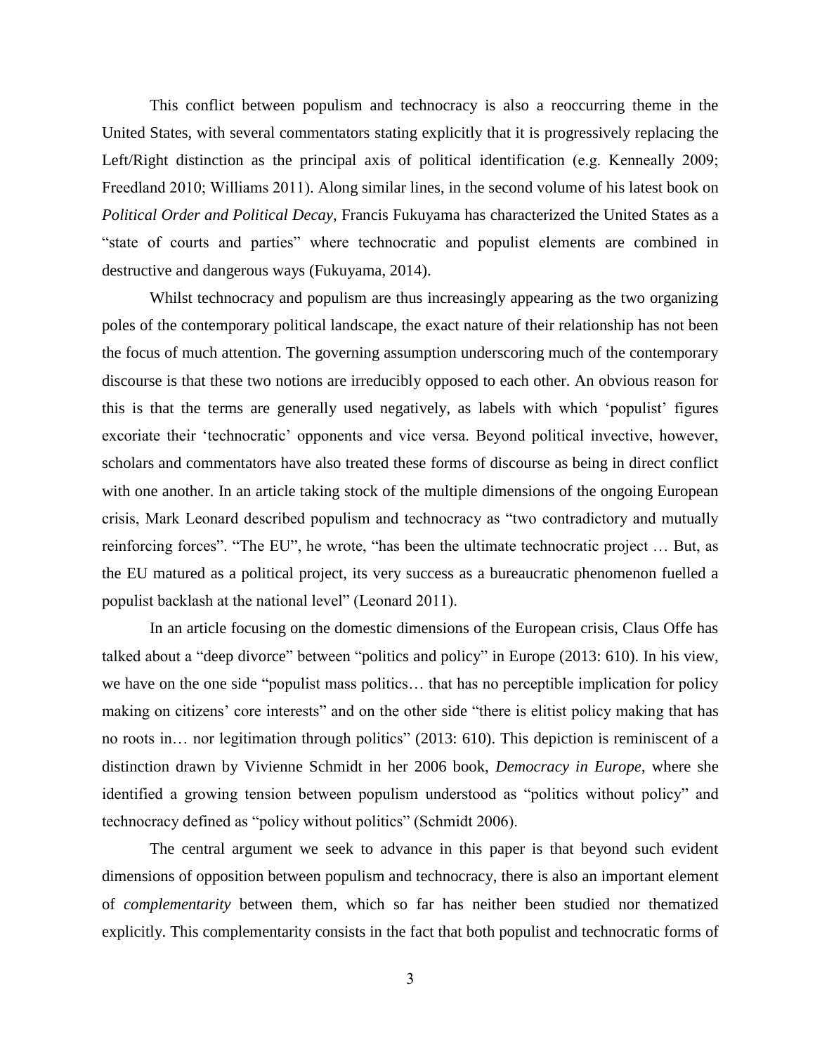This conflict between populism and technocracy is also a reoccurring theme in the United States, with several commentators stating explicitly that it is progressively replacing the Left/Right distinction as the principal axis of political identification (e.g. Kenneally 2009; Freedland 2010; Williams 2011). Along similar lines, in the second volume of his latest book on *Political Order and Political Decay*, Francis Fukuyama has characterized the United States as a "state of courts and parties" where technocratic and populist elements are combined in destructive and dangerous ways (Fukuyama, 2014).

Whilst technocracy and populism are thus increasingly appearing as the two organizing poles of the contemporary political landscape, the exact nature of their relationship has not been the focus of much attention. The governing assumption underscoring much of the contemporary discourse is that these two notions are irreducibly opposed to each other. An obvious reason for this is that the terms are generally used negatively, as labels with which 'populist' figures excoriate their 'technocratic' opponents and vice versa. Beyond political invective, however, scholars and commentators have also treated these forms of discourse as being in direct conflict with one another. In an article taking stock of the multiple dimensions of the ongoing European crisis, Mark Leonard described populism and technocracy as "two contradictory and mutually reinforcing forces". "The EU", he wrote, "has been the ultimate technocratic project … But, as the EU matured as a political project, its very success as a bureaucratic phenomenon fuelled a populist backlash at the national level" (Leonard 2011).

In an article focusing on the domestic dimensions of the European crisis, Claus Offe has talked about a "deep divorce" between "politics and policy" in Europe (2013: 610). In his view, we have on the one side "populist mass politics… that has no perceptible implication for policy making on citizens' core interests" and on the other side "there is elitist policy making that has no roots in… nor legitimation through politics" (2013: 610). This depiction is reminiscent of a distinction drawn by Vivienne Schmidt in her 2006 book, *Democracy in Europe*, where she identified a growing tension between populism understood as "politics without policy" and technocracy defined as "policy without politics" (Schmidt 2006).

The central argument we seek to advance in this paper is that beyond such evident dimensions of opposition between populism and technocracy, there is also an important element of *complementarity* between them, which so far has neither been studied nor thematized explicitly. This complementarity consists in the fact that both populist and technocratic forms of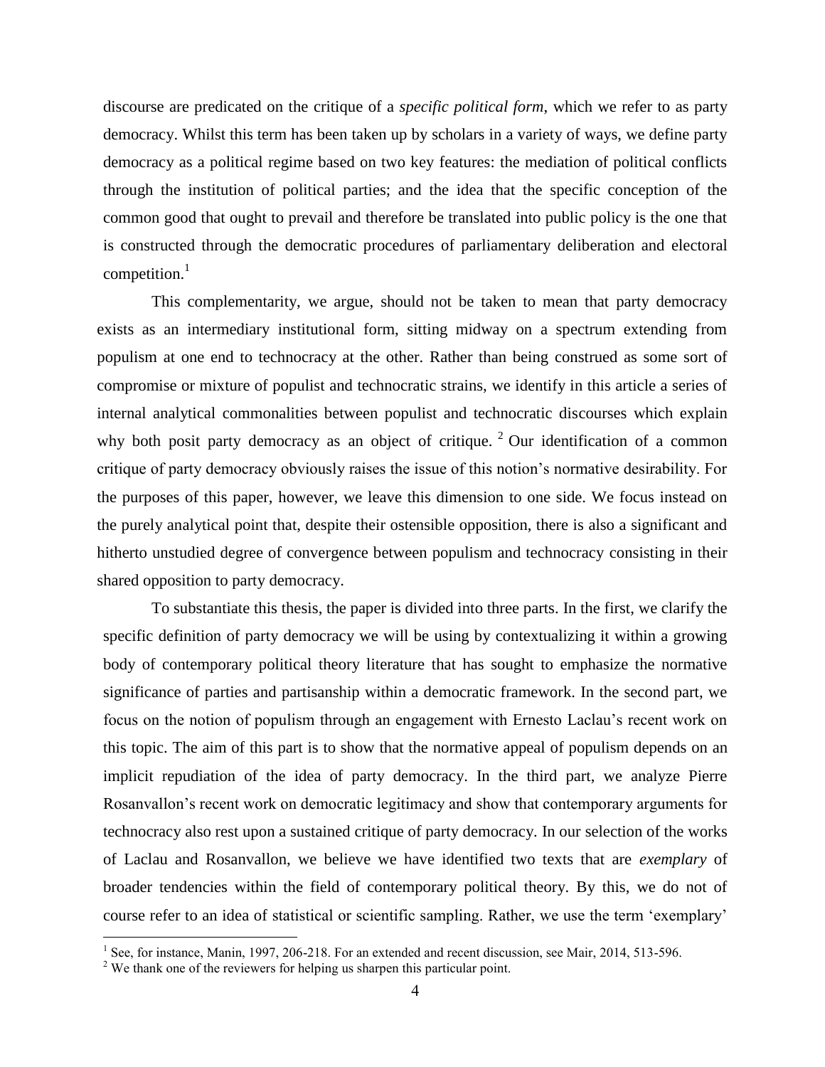discourse are predicated on the critique of a *specific political form*, which we refer to as party democracy. Whilst this term has been taken up by scholars in a variety of ways, we define party democracy as a political regime based on two key features: the mediation of political conflicts through the institution of political parties; and the idea that the specific conception of the common good that ought to prevail and therefore be translated into public policy is the one that is constructed through the democratic procedures of parliamentary deliberation and electoral competition.[1]

This complementarity, we argue, should not be taken to mean that party democracy exists as an intermediary institutional form, sitting midway on a spectrum extending from populism at one end to technocracy at the other. Rather than being construed as some sort of compromise or mixture of populist and technocratic strains, we identify in this article a series of internal analytical commonalities between populist and technocratic discourses which explain why both posit party democracy as an object of critique.[2] Our identification of a common critique of party democracy obviously raises the issue of this notion's normative desirability. For the purposes of this paper, however, we leave this dimension to one side. We focus instead on the purely analytical point that, despite their ostensible opposition, there is also a significant and hitherto unstudied degree of convergence between populism and technocracy consisting in their shared opposition to party democracy.

To substantiate this thesis, the paper is divided into three parts. In the first, we clarify the specific definition of party democracy we will be using by contextualizing it within a growing body of contemporary political theory literature that has sought to emphasize the normative significance of parties and partisanship within a democratic framework. In the second part, we focus on the notion of populism through an engagement with Ernesto Laclau's recent work on this topic. The aim of this part is to show that the normative appeal of populism depends on an implicit repudiation of the idea of party democracy. In the third part, we analyze Pierre Rosanvallon's recent work on democratic legitimacy and show that contemporary arguments for technocracy also rest upon a sustained critique of party democracy. In our selection of the works of Laclau and Rosanvallon, we believe we have identified two texts that are *exemplary* of broader tendencies within the field of contemporary political theory. By this, we do not of course refer to an idea of statistical or scientific sampling. Rather, we use the term 'exemplary'

---

[1] See, for instance, Manin, 1997, 206-218. For an extended and recent discussion, see Mair, 2014, 513-596.

[2] We thank one of the reviewers for helping us sharpen this particular point.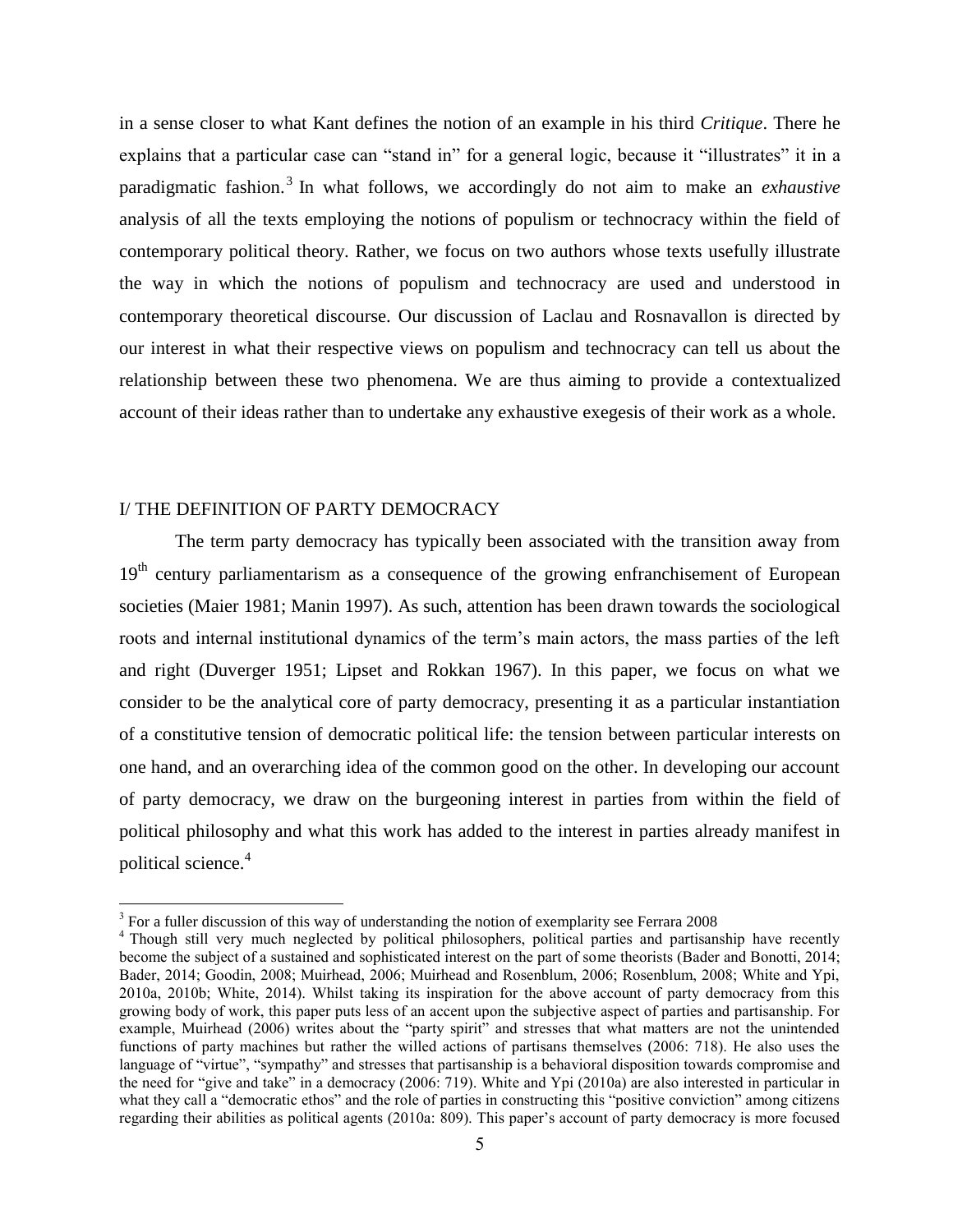in a sense closer to what Kant defines the notion of an example in his third *Critique*. There he explains that a particular case can "stand in" for a general logic, because it "illustrates" it in a paradigmatic fashion.[3] In what follows, we accordingly do not aim to make an *exhaustive* analysis of all the texts employing the notions of populism or technocracy within the field of contemporary political theory. Rather, we focus on two authors whose texts usefully illustrate the way in which the notions of populism and technocracy are used and understood in contemporary theoretical discourse. Our discussion of Laclau and Rosnavallon is directed by our interest in what their respective views on populism and technocracy can tell us about the relationship between these two phenomena. We are thus aiming to provide a contextualized account of their ideas rather than to undertake any exhaustive exegesis of their work as a whole.

## I/ THE DEFINITION OF PARTY DEMOCRACY

The term party democracy has typically been associated with the transition away from 19th century parliamentarism as a consequence of the growing enfranchisement of European societies (Maier 1981; Manin 1997). As such, attention has been drawn towards the sociological roots and internal institutional dynamics of the term's main actors, the mass parties of the left and right (Duverger 1951; Lipset and Rokkan 1967). In this paper, we focus on what we consider to be the analytical core of party democracy, presenting it as a particular instantiation of a constitutive tension of democratic political life: the tension between particular interests on one hand, and an overarching idea of the common good on the other. In developing our account of party democracy, we draw on the burgeoning interest in parties from within the field of political philosophy and what this work has added to the interest in parties already manifest in political science.[4]

---

[3] For a fuller discussion of this way of understanding the notion of exemplarity see Ferrara 2008

[4] Though still very much neglected by political philosophers, political parties and partisanship have recently become the subject of a sustained and sophisticated interest on the part of some theorists (Bader and Bonotti, 2014; Bader, 2014; Goodin, 2008; Muirhead, 2006; Muirhead and Rosenblum, 2006; Rosenblum, 2008; White and Ypi, 2010a, 2010b; White, 2014). Whilst taking its inspiration for the above account of party democracy from this growing body of work, this paper puts less of an accent upon the subjective aspect of parties and partisanship. For example, Muirhead (2006) writes about the "party spirit" and stresses that what matters are not the unintended functions of party machines but rather the willed actions of partisans themselves (2006: 718). He also uses the language of "virtue", "sympathy" and stresses that partisanship is a behavioral disposition towards compromise and the need for "give and take" in a democracy (2006: 719). White and Ypi (2010a) are also interested in particular in what they call a "democratic ethos" and the role of parties in constructing this "positive conviction" among citizens regarding their abilities as political agents (2010a: 809). This paper's account of party democracy is more focused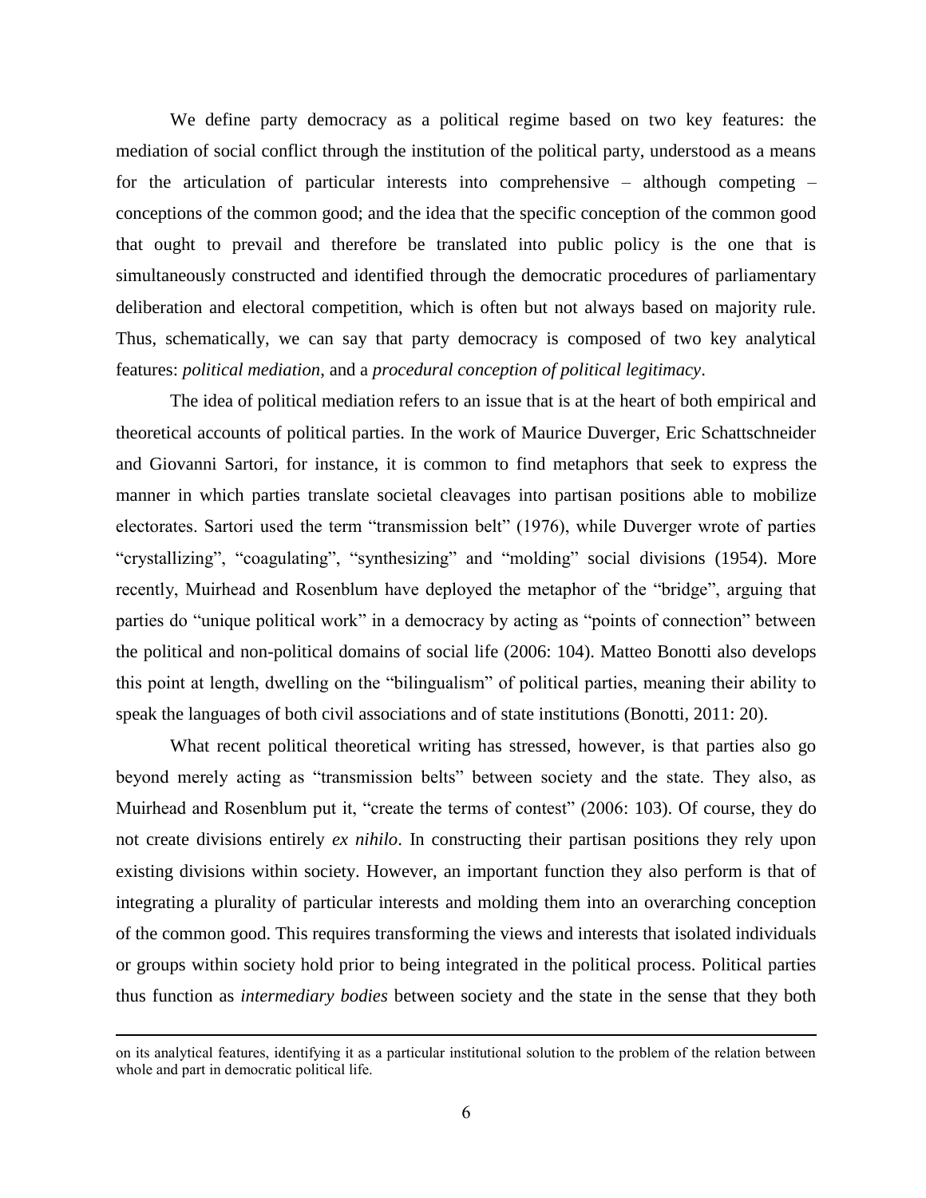We define party democracy as a political regime based on two key features: the mediation of social conflict through the institution of the political party, understood as a means for the articulation of particular interests into comprehensive – although competing – conceptions of the common good; and the idea that the specific conception of the common good that ought to prevail and therefore be translated into public policy is the one that is simultaneously constructed and identified through the democratic procedures of parliamentary deliberation and electoral competition, which is often but not always based on majority rule. Thus, schematically, we can say that party democracy is composed of two key analytical features: *political mediation*, and a *procedural conception of political legitimacy*.

The idea of political mediation refers to an issue that is at the heart of both empirical and theoretical accounts of political parties. In the work of Maurice Duverger, Eric Schattschneider and Giovanni Sartori, for instance, it is common to find metaphors that seek to express the manner in which parties translate societal cleavages into partisan positions able to mobilize electorates. Sartori used the term "transmission belt" (1976), while Duverger wrote of parties "crystallizing", "coagulating", "synthesizing" and "molding" social divisions (1954). More recently, Muirhead and Rosenblum have deployed the metaphor of the "bridge", arguing that parties do "unique political work" in a democracy by acting as "points of connection" between the political and non-political domains of social life (2006: 104). Matteo Bonotti also develops this point at length, dwelling on the "bilingualism" of political parties, meaning their ability to speak the languages of both civil associations and of state institutions (Bonotti, 2011: 20).

What recent political theoretical writing has stressed, however, is that parties also go beyond merely acting as "transmission belts" between society and the state. They also, as Muirhead and Rosenblum put it, "create the terms of contest" (2006: 103). Of course, they do not create divisions entirely *ex nihilo*. In constructing their partisan positions they rely upon existing divisions within society. However, an important function they also perform is that of integrating a plurality of particular interests and molding them into an overarching conception of the common good. This requires transforming the views and interests that isolated individuals or groups within society hold prior to being integrated in the political process. Political parties thus function as *intermediary bodies* between society and the state in the sense that they both

---

on its analytical features, identifying it as a particular institutional solution to the problem of the relation between whole and part in democratic political life.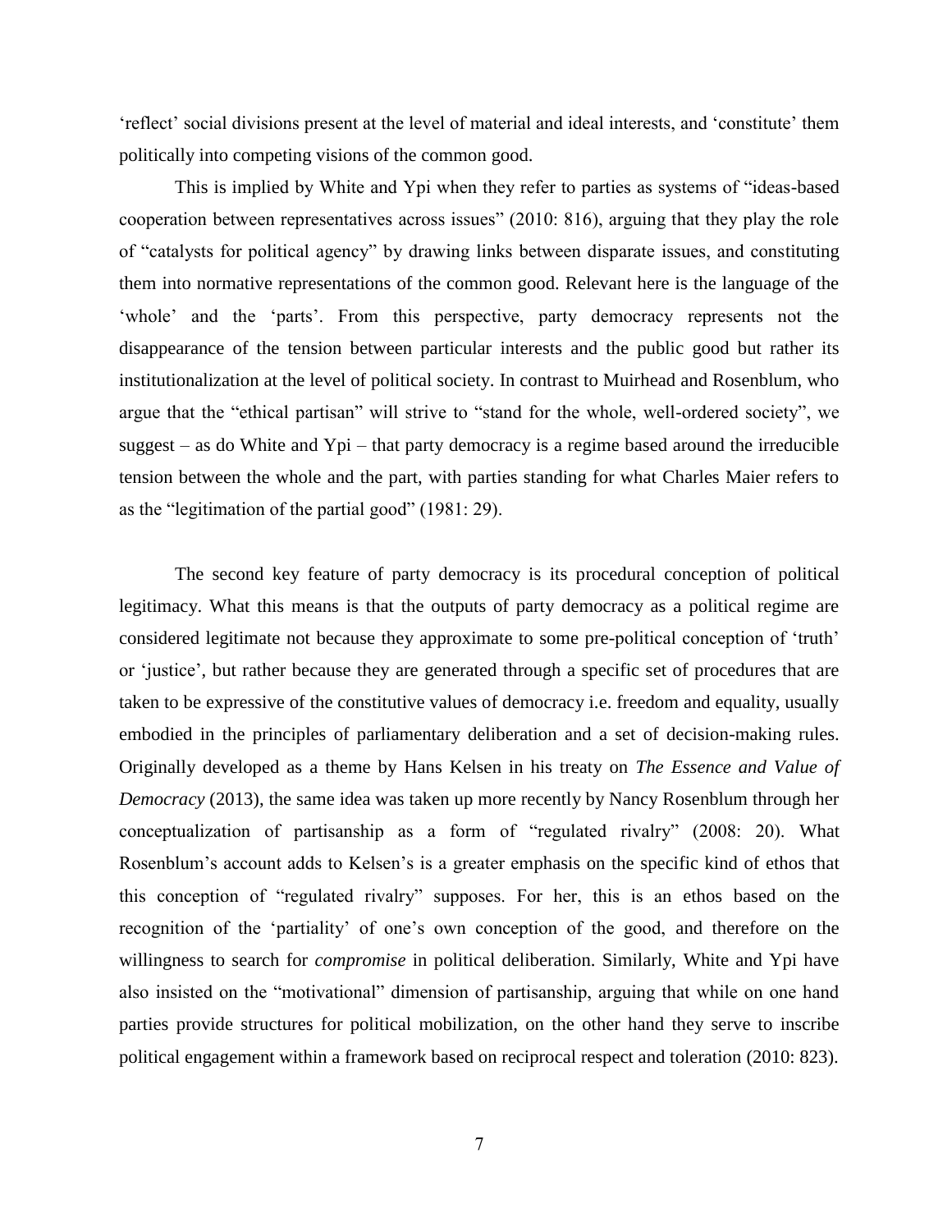'reflect' social divisions present at the level of material and ideal interests, and 'constitute' them politically into competing visions of the common good.

This is implied by White and Ypi when they refer to parties as systems of "ideas-based cooperation between representatives across issues" (2010: 816), arguing that they play the role of "catalysts for political agency" by drawing links between disparate issues, and constituting them into normative representations of the common good. Relevant here is the language of the 'whole' and the 'parts'. From this perspective, party democracy represents not the disappearance of the tension between particular interests and the public good but rather its institutionalization at the level of political society. In contrast to Muirhead and Rosenblum, who argue that the "ethical partisan" will strive to "stand for the whole, well-ordered society", we suggest – as do White and Ypi – that party democracy is a regime based around the irreducible tension between the whole and the part, with parties standing for what Charles Maier refers to as the "legitimation of the partial good" (1981: 29).

The second key feature of party democracy is its procedural conception of political legitimacy. What this means is that the outputs of party democracy as a political regime are considered legitimate not because they approximate to some pre-political conception of 'truth' or 'justice', but rather because they are generated through a specific set of procedures that are taken to be expressive of the constitutive values of democracy i.e. freedom and equality, usually embodied in the principles of parliamentary deliberation and a set of decision-making rules. Originally developed as a theme by Hans Kelsen in his treaty on *The Essence and Value of Democracy* (2013), the same idea was taken up more recently by Nancy Rosenblum through her conceptualization of partisanship as a form of "regulated rivalry" (2008: 20). What Rosenblum's account adds to Kelsen's is a greater emphasis on the specific kind of ethos that this conception of "regulated rivalry" supposes. For her, this is an ethos based on the recognition of the 'partiality' of one's own conception of the good, and therefore on the willingness to search for *compromise* in political deliberation. Similarly, White and Ypi have also insisted on the "motivational" dimension of partisanship, arguing that while on one hand parties provide structures for political mobilization, on the other hand they serve to inscribe political engagement within a framework based on reciprocal respect and toleration (2010: 823).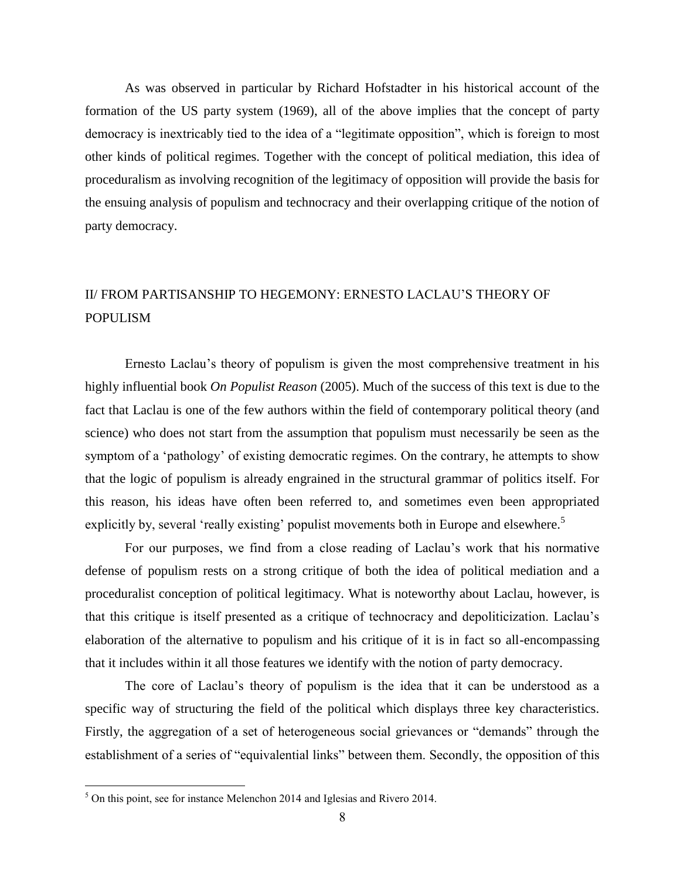As was observed in particular by Richard Hofstadter in his historical account of the formation of the US party system (1969), all of the above implies that the concept of party democracy is inextricably tied to the idea of a "legitimate opposition", which is foreign to most other kinds of political regimes. Together with the concept of political mediation, this idea of proceduralism as involving recognition of the legitimacy of opposition will provide the basis for the ensuing analysis of populism and technocracy and their overlapping critique of the notion of party democracy.

## II/ FROM PARTISANSHIP TO HEGEMONY: ERNESTO LACLAU'S THEORY OF POPULISM

Ernesto Laclau's theory of populism is given the most comprehensive treatment in his highly influential book *On Populist Reason* (2005). Much of the success of this text is due to the fact that Laclau is one of the few authors within the field of contemporary political theory (and science) who does not start from the assumption that populism must necessarily be seen as the symptom of a 'pathology' of existing democratic regimes. On the contrary, he attempts to show that the logic of populism is already engrained in the structural grammar of politics itself. For this reason, his ideas have often been referred to, and sometimes even been appropriated explicitly by, several 'really existing' populist movements both in Europe and elsewhere.[5]

For our purposes, we find from a close reading of Laclau's work that his normative defense of populism rests on a strong critique of both the idea of political mediation and a proceduralist conception of political legitimacy. What is noteworthy about Laclau, however, is that this critique is itself presented as a critique of technocracy and depoliticization. Laclau's elaboration of the alternative to populism and his critique of it is in fact so all-encompassing that it includes within it all those features we identify with the notion of party democracy.

The core of Laclau's theory of populism is the idea that it can be understood as a specific way of structuring the field of the political which displays three key characteristics. Firstly, the aggregation of a set of heterogeneous social grievances or "demands" through the establishment of a series of "equivalential links" between them. Secondly, the opposition of this

[5] On this point, see for instance Melenchon 2014 and Iglesias and Rivero 2014.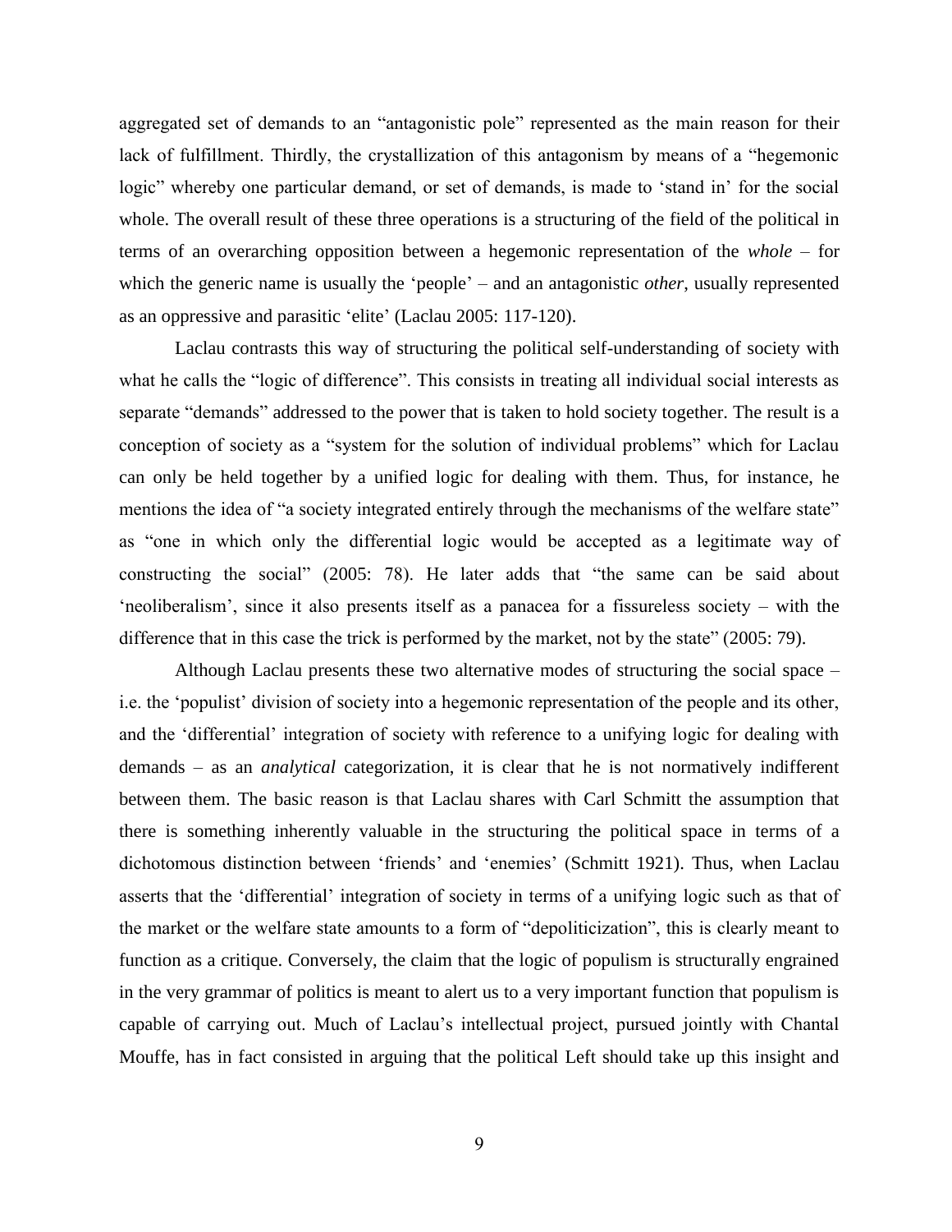aggregated set of demands to an "antagonistic pole" represented as the main reason for their lack of fulfillment. Thirdly, the crystallization of this antagonism by means of a "hegemonic logic" whereby one particular demand, or set of demands, is made to 'stand in' for the social whole. The overall result of these three operations is a structuring of the field of the political in terms of an overarching opposition between a hegemonic representation of the *whole* – for which the generic name is usually the 'people' – and an antagonistic *other*, usually represented as an oppressive and parasitic 'elite' (Laclau 2005: 117-120).

Laclau contrasts this way of structuring the political self-understanding of society with what he calls the "logic of difference". This consists in treating all individual social interests as separate "demands" addressed to the power that is taken to hold society together. The result is a conception of society as a "system for the solution of individual problems" which for Laclau can only be held together by a unified logic for dealing with them. Thus, for instance, he mentions the idea of "a society integrated entirely through the mechanisms of the welfare state" as "one in which only the differential logic would be accepted as a legitimate way of constructing the social" (2005: 78). He later adds that "the same can be said about 'neoliberalism', since it also presents itself as a panacea for a fissureless society – with the difference that in this case the trick is performed by the market, not by the state" (2005: 79).

Although Laclau presents these two alternative modes of structuring the social space – i.e. the 'populist' division of society into a hegemonic representation of the people and its other, and the 'differential' integration of society with reference to a unifying logic for dealing with demands – as an *analytical* categorization, it is clear that he is not normatively indifferent between them. The basic reason is that Laclau shares with Carl Schmitt the assumption that there is something inherently valuable in the structuring the political space in terms of a dichotomous distinction between 'friends' and 'enemies' (Schmitt 1921). Thus, when Laclau asserts that the 'differential' integration of society in terms of a unifying logic such as that of the market or the welfare state amounts to a form of "depoliticization", this is clearly meant to function as a critique. Conversely, the claim that the logic of populism is structurally engrained in the very grammar of politics is meant to alert us to a very important function that populism is capable of carrying out. Much of Laclau's intellectual project, pursued jointly with Chantal Mouffe, has in fact consisted in arguing that the political Left should take up this insight and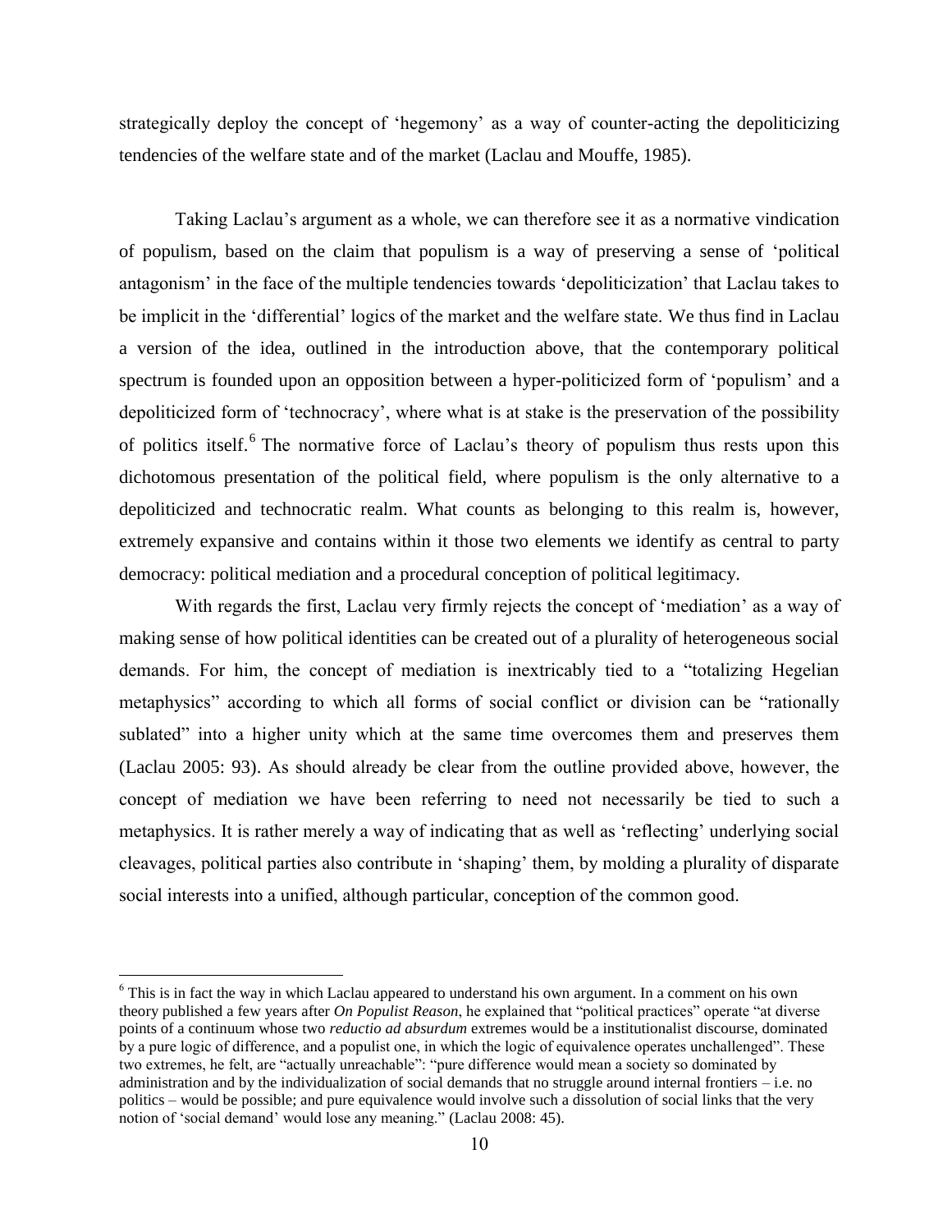strategically deploy the concept of 'hegemony' as a way of counter-acting the depoliticizing tendencies of the welfare state and of the market (Laclau and Mouffe, 1985).

Taking Laclau's argument as a whole, we can therefore see it as a normative vindication of populism, based on the claim that populism is a way of preserving a sense of 'political antagonism' in the face of the multiple tendencies towards 'depoliticization' that Laclau takes to be implicit in the 'differential' logics of the market and the welfare state. We thus find in Laclau a version of the idea, outlined in the introduction above, that the contemporary political spectrum is founded upon an opposition between a hyper-politicized form of 'populism' and a depoliticized form of 'technocracy', where what is at stake is the preservation of the possibility of politics itself.[6] The normative force of Laclau's theory of populism thus rests upon this dichotomous presentation of the political field, where populism is the only alternative to a depoliticized and technocratic realm. What counts as belonging to this realm is, however, extremely expansive and contains within it those two elements we identify as central to party democracy: political mediation and a procedural conception of political legitimacy.

With regards the first, Laclau very firmly rejects the concept of 'mediation' as a way of making sense of how political identities can be created out of a plurality of heterogeneous social demands. For him, the concept of mediation is inextricably tied to a "totalizing Hegelian metaphysics" according to which all forms of social conflict or division can be "rationally sublated" into a higher unity which at the same time overcomes them and preserves them (Laclau 2005: 93). As should already be clear from the outline provided above, however, the concept of mediation we have been referring to need not necessarily be tied to such a metaphysics. It is rather merely a way of indicating that as well as 'reflecting' underlying social cleavages, political parties also contribute in 'shaping' them, by molding a plurality of disparate social interests into a unified, although particular, conception of the common good.

---

[6] This is in fact the way in which Laclau appeared to understand his own argument. In a comment on his own theory published a few years after *On Populist Reason*, he explained that "political practices" operate "at diverse points of a continuum whose two *reductio ad absurdum* extremes would be a institutionalist discourse, dominated by a pure logic of difference, and a populist one, in which the logic of equivalence operates unchallenged". These two extremes, he felt, are "actually unreachable": "pure difference would mean a society so dominated by administration and by the individualization of social demands that no struggle around internal frontiers – i.e. no politics – would be possible; and pure equivalence would involve such a dissolution of social links that the very notion of 'social demand' would lose any meaning." (Laclau 2008: 45).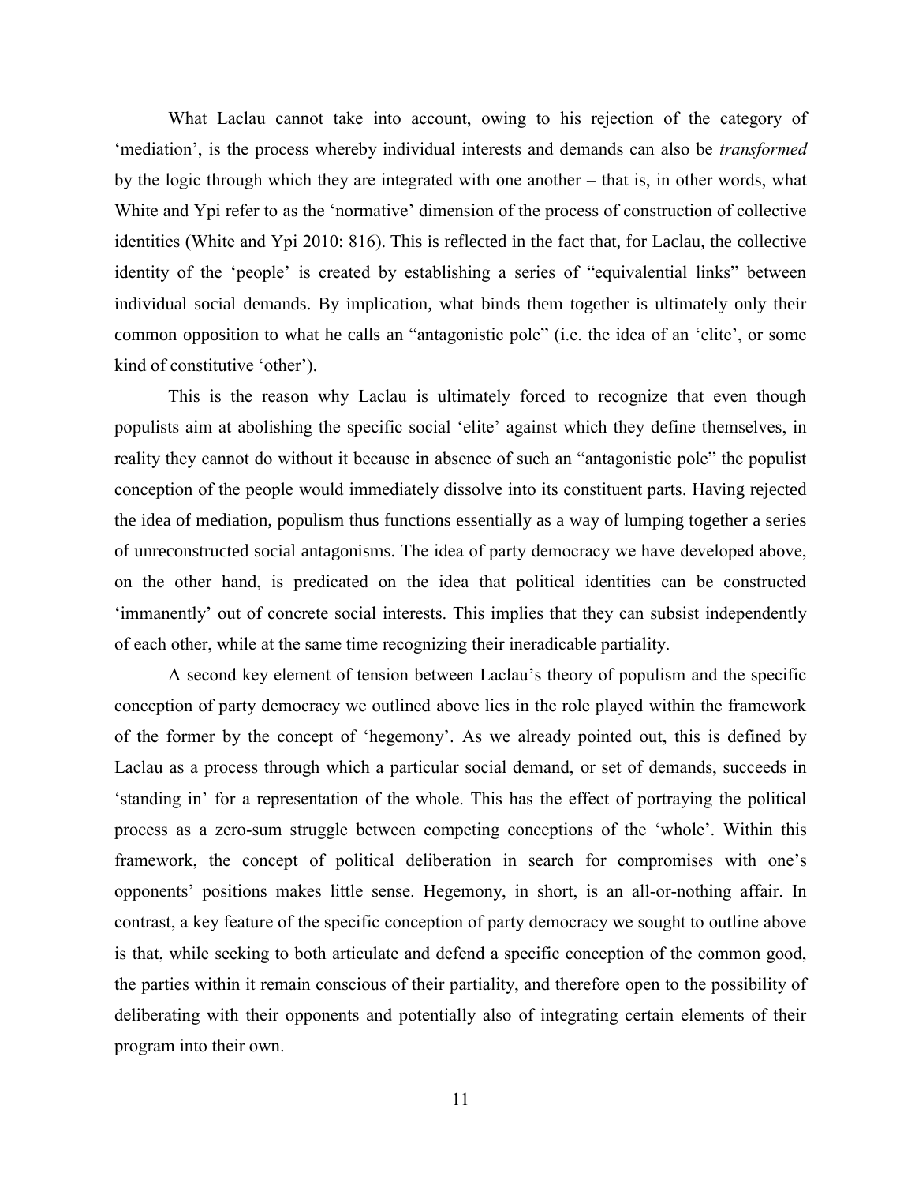What Laclau cannot take into account, owing to his rejection of the category of 'mediation', is the process whereby individual interests and demands can also be *transformed* by the logic through which they are integrated with one another – that is, in other words, what White and Ypi refer to as the 'normative' dimension of the process of construction of collective identities (White and Ypi 2010: 816). This is reflected in the fact that, for Laclau, the collective identity of the 'people' is created by establishing a series of "equivalential links" between individual social demands. By implication, what binds them together is ultimately only their common opposition to what he calls an "antagonistic pole" (i.e. the idea of an 'elite', or some kind of constitutive 'other').

This is the reason why Laclau is ultimately forced to recognize that even though populists aim at abolishing the specific social 'elite' against which they define themselves, in reality they cannot do without it because in absence of such an "antagonistic pole" the populist conception of the people would immediately dissolve into its constituent parts. Having rejected the idea of mediation, populism thus functions essentially as a way of lumping together a series of unreconstructed social antagonisms. The idea of party democracy we have developed above, on the other hand, is predicated on the idea that political identities can be constructed 'immanently' out of concrete social interests. This implies that they can subsist independently of each other, while at the same time recognizing their ineradicable partiality.

A second key element of tension between Laclau's theory of populism and the specific conception of party democracy we outlined above lies in the role played within the framework of the former by the concept of 'hegemony'. As we already pointed out, this is defined by Laclau as a process through which a particular social demand, or set of demands, succeeds in 'standing in' for a representation of the whole. This has the effect of portraying the political process as a zero-sum struggle between competing conceptions of the 'whole'. Within this framework, the concept of political deliberation in search for compromises with one's opponents' positions makes little sense. Hegemony, in short, is an all-or-nothing affair. In contrast, a key feature of the specific conception of party democracy we sought to outline above is that, while seeking to both articulate and defend a specific conception of the common good, the parties within it remain conscious of their partiality, and therefore open to the possibility of deliberating with their opponents and potentially also of integrating certain elements of their program into their own.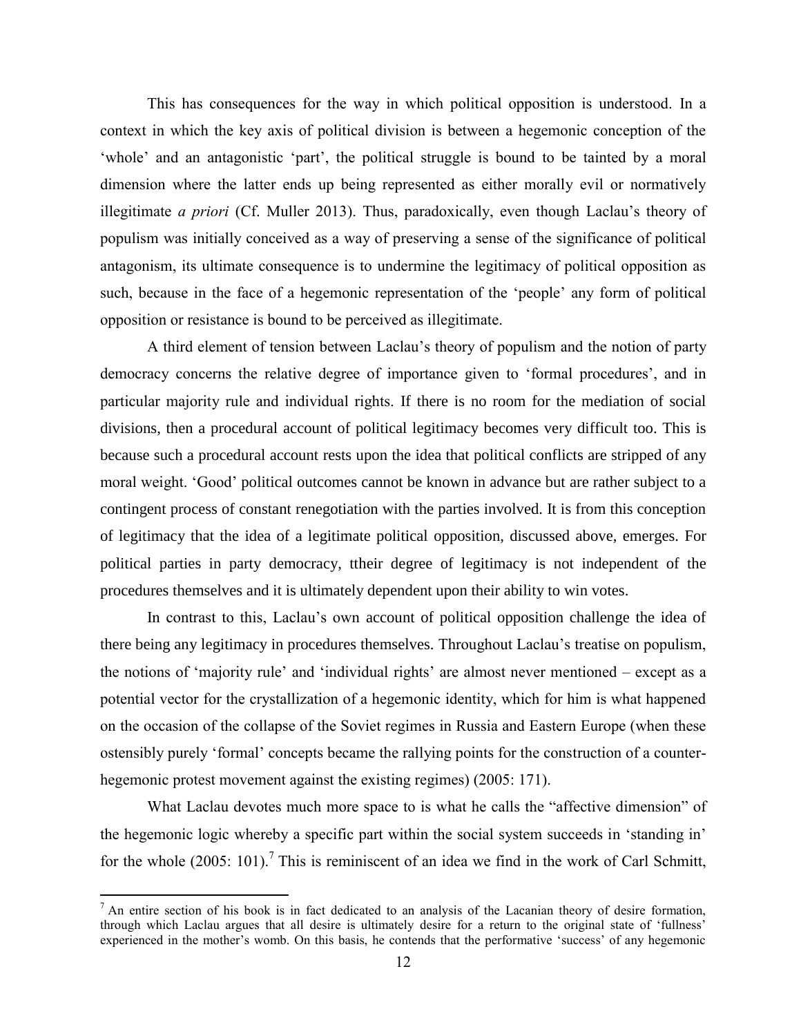This has consequences for the way in which political opposition is understood. In a context in which the key axis of political division is between a hegemonic conception of the 'whole' and an antagonistic 'part', the political struggle is bound to be tainted by a moral dimension where the latter ends up being represented as either morally evil or normatively illegitimate *a priori* (Cf. Muller 2013). Thus, paradoxically, even though Laclau's theory of populism was initially conceived as a way of preserving a sense of the significance of political antagonism, its ultimate consequence is to undermine the legitimacy of political opposition as such, because in the face of a hegemonic representation of the 'people' any form of political opposition or resistance is bound to be perceived as illegitimate.

A third element of tension between Laclau's theory of populism and the notion of party democracy concerns the relative degree of importance given to 'formal procedures', and in particular majority rule and individual rights. If there is no room for the mediation of social divisions, then a procedural account of political legitimacy becomes very difficult too. This is because such a procedural account rests upon the idea that political conflicts are stripped of any moral weight. 'Good' political outcomes cannot be known in advance but are rather subject to a contingent process of constant renegotiation with the parties involved. It is from this conception of legitimacy that the idea of a legitimate political opposition, discussed above, emerges. For political parties in party democracy, ttheir degree of legitimacy is not independent of the procedures themselves and it is ultimately dependent upon their ability to win votes.

In contrast to this, Laclau's own account of political opposition challenge the idea of there being any legitimacy in procedures themselves. Throughout Laclau's treatise on populism, the notions of 'majority rule' and 'individual rights' are almost never mentioned – except as a potential vector for the crystallization of a hegemonic identity, which for him is what happened on the occasion of the collapse of the Soviet regimes in Russia and Eastern Europe (when these ostensibly purely 'formal' concepts became the rallying points for the construction of a counter-hegemonic protest movement against the existing regimes) (2005: 171).

What Laclau devotes much more space to is what he calls the "affective dimension" of the hegemonic logic whereby a specific part within the social system succeeds in 'standing in' for the whole (2005: 101).[7] This is reminiscent of an idea we find in the work of Carl Schmitt,

[7] An entire section of his book is in fact dedicated to an analysis of the Lacanian theory of desire formation, through which Laclau argues that all desire is ultimately desire for a return to the original state of 'fullness' experienced in the mother's womb. On this basis, he contends that the performative 'success' of any hegemonic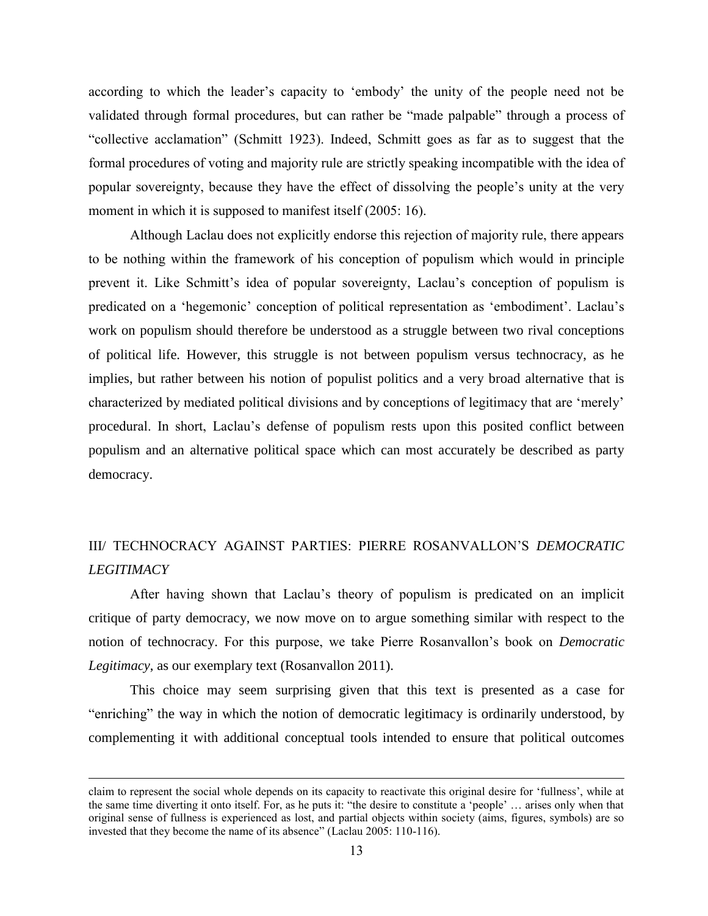according to which the leader's capacity to 'embody' the unity of the people need not be validated through formal procedures, but can rather be "made palpable" through a process of "collective acclamation" (Schmitt 1923). Indeed, Schmitt goes as far as to suggest that the formal procedures of voting and majority rule are strictly speaking incompatible with the idea of popular sovereignty, because they have the effect of dissolving the people's unity at the very moment in which it is supposed to manifest itself (2005: 16).

Although Laclau does not explicitly endorse this rejection of majority rule, there appears to be nothing within the framework of his conception of populism which would in principle prevent it. Like Schmitt's idea of popular sovereignty, Laclau's conception of populism is predicated on a 'hegemonic' conception of political representation as 'embodiment'. Laclau's work on populism should therefore be understood as a struggle between two rival conceptions of political life. However, this struggle is not between populism versus technocracy, as he implies, but rather between his notion of populist politics and a very broad alternative that is characterized by mediated political divisions and by conceptions of legitimacy that are 'merely' procedural. In short, Laclau's defense of populism rests upon this posited conflict between populism and an alternative political space which can most accurately be described as party democracy.

## III/ TECHNOCRACY AGAINST PARTIES: PIERRE ROSANVALLON'S *DEMOCRATIC LEGITIMACY*

After having shown that Laclau's theory of populism is predicated on an implicit critique of party democracy, we now move on to argue something similar with respect to the notion of technocracy. For this purpose, we take Pierre Rosanvallon's book on *Democratic Legitimacy*, as our exemplary text (Rosanvallon 2011).

This choice may seem surprising given that this text is presented as a case for "enriching" the way in which the notion of democratic legitimacy is ordinarily understood, by complementing it with additional conceptual tools intended to ensure that political outcomes

---

claim to represent the social whole depends on its capacity to reactivate this original desire for 'fullness', while at the same time diverting it onto itself. For, as he puts it: "the desire to constitute a 'people' … arises only when that original sense of fullness is experienced as lost, and partial objects within society (aims, figures, symbols) are so invested that they become the name of its absence" (Laclau 2005: 110-116).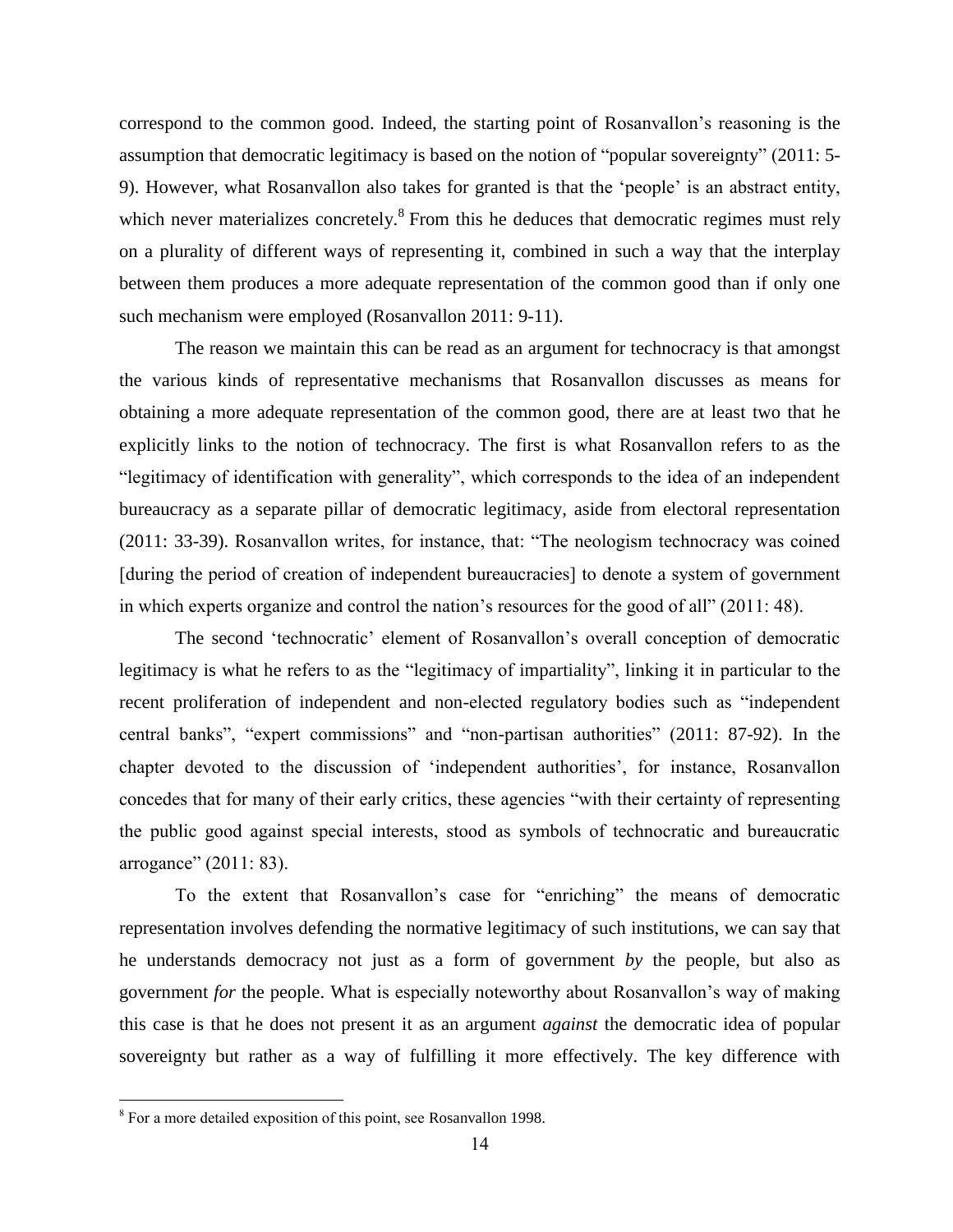correspond to the common good. Indeed, the starting point of Rosanvallon's reasoning is the assumption that democratic legitimacy is based on the notion of "popular sovereignty" (2011: 5-9). However, what Rosanvallon also takes for granted is that the 'people' is an abstract entity, which never materializes concretely.[8] From this he deduces that democratic regimes must rely on a plurality of different ways of representing it, combined in such a way that the interplay between them produces a more adequate representation of the common good than if only one such mechanism were employed (Rosanvallon 2011: 9-11).

The reason we maintain this can be read as an argument for technocracy is that amongst the various kinds of representative mechanisms that Rosanvallon discusses as means for obtaining a more adequate representation of the common good, there are at least two that he explicitly links to the notion of technocracy. The first is what Rosanvallon refers to as the "legitimacy of identification with generality", which corresponds to the idea of an independent bureaucracy as a separate pillar of democratic legitimacy, aside from electoral representation (2011: 33-39). Rosanvallon writes, for instance, that: "The neologism technocracy was coined [during the period of creation of independent bureaucracies] to denote a system of government in which experts organize and control the nation's resources for the good of all" (2011: 48).

The second 'technocratic' element of Rosanvallon's overall conception of democratic legitimacy is what he refers to as the "legitimacy of impartiality", linking it in particular to the recent proliferation of independent and non-elected regulatory bodies such as "independent central banks", "expert commissions" and "non-partisan authorities" (2011: 87-92). In the chapter devoted to the discussion of 'independent authorities', for instance, Rosanvallon concedes that for many of their early critics, these agencies "with their certainty of representing the public good against special interests, stood as symbols of technocratic and bureaucratic arrogance" (2011: 83).

To the extent that Rosanvallon's case for "enriching" the means of democratic representation involves defending the normative legitimacy of such institutions, we can say that he understands democracy not just as a form of government *by* the people, but also as government *for* the people. What is especially noteworthy about Rosanvallon's way of making this case is that he does not present it as an argument *against* the democratic idea of popular sovereignty but rather as a way of fulfilling it more effectively. The key difference with

[8] For a more detailed exposition of this point, see Rosanvallon 1998.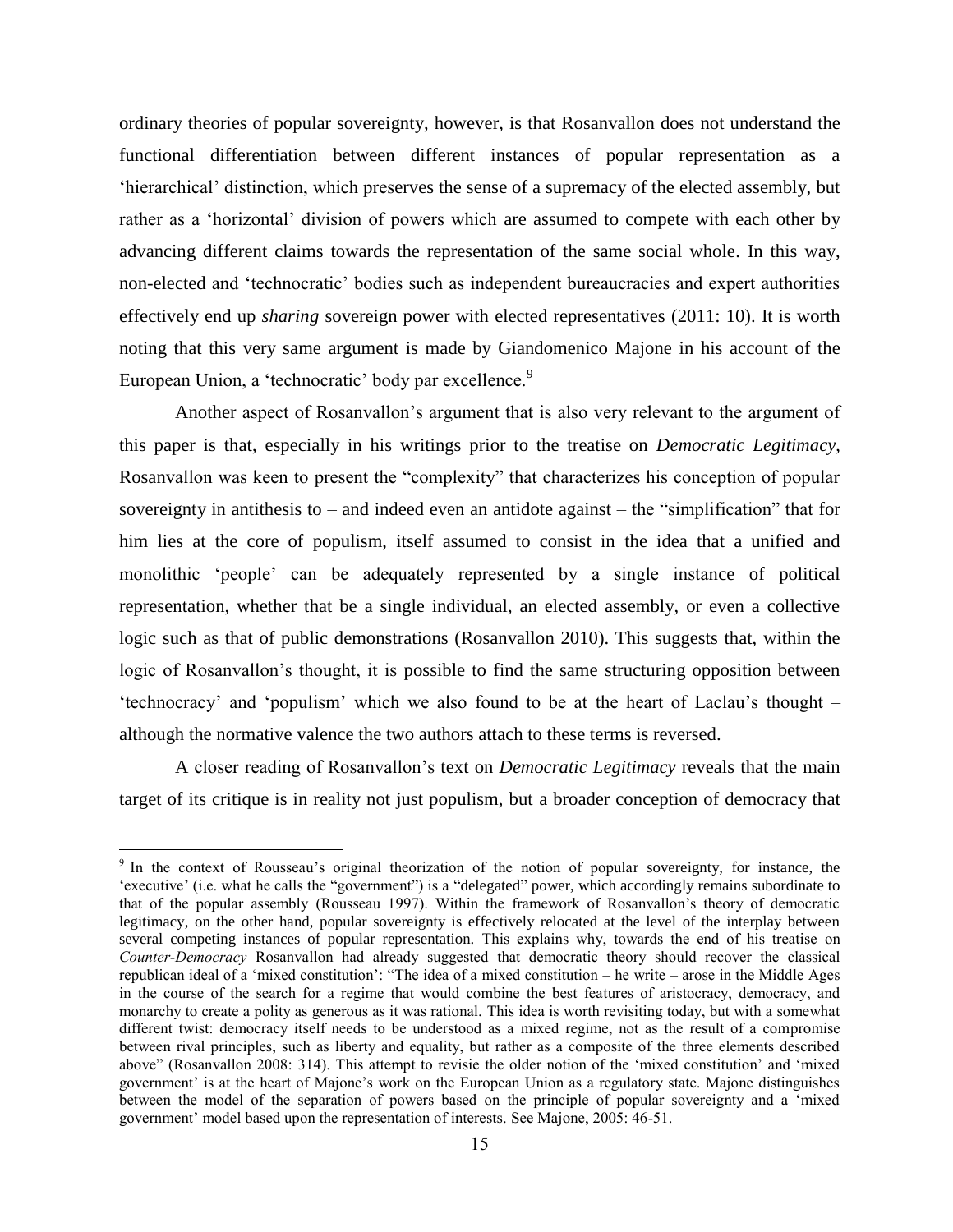ordinary theories of popular sovereignty, however, is that Rosanvallon does not understand the functional differentiation between different instances of popular representation as a 'hierarchical' distinction, which preserves the sense of a supremacy of the elected assembly, but rather as a 'horizontal' division of powers which are assumed to compete with each other by advancing different claims towards the representation of the same social whole. In this way, non-elected and 'technocratic' bodies such as independent bureaucracies and expert authorities effectively end up *sharing* sovereign power with elected representatives (2011: 10). It is worth noting that this very same argument is made by Giandomenico Majone in his account of the European Union, a 'technocratic' body par excellence.[9]

Another aspect of Rosanvallon's argument that is also very relevant to the argument of this paper is that, especially in his writings prior to the treatise on *Democratic Legitimacy*, Rosanvallon was keen to present the "complexity" that characterizes his conception of popular sovereignty in antithesis to – and indeed even an antidote against – the "simplification" that for him lies at the core of populism, itself assumed to consist in the idea that a unified and monolithic 'people' can be adequately represented by a single instance of political representation, whether that be a single individual, an elected assembly, or even a collective logic such as that of public demonstrations (Rosanvallon 2010). This suggests that, within the logic of Rosanvallon's thought, it is possible to find the same structuring opposition between 'technocracy' and 'populism' which we also found to be at the heart of Laclau's thought – although the normative valence the two authors attach to these terms is reversed.

A closer reading of Rosanvallon's text on *Democratic Legitimacy* reveals that the main target of its critique is in reality not just populism, but a broader conception of democracy that

---

[9] In the context of Rousseau's original theorization of the notion of popular sovereignty, for instance, the 'executive' (i.e. what he calls the "government") is a "delegated" power, which accordingly remains subordinate to that of the popular assembly (Rousseau 1997). Within the framework of Rosanvallon's theory of democratic legitimacy, on the other hand, popular sovereignty is effectively relocated at the level of the interplay between several competing instances of popular representation. This explains why, towards the end of his treatise on *Counter-Democracy* Rosanvallon had already suggested that democratic theory should recover the classical republican ideal of a 'mixed constitution': "The idea of a mixed constitution – he write – arose in the Middle Ages in the course of the search for a regime that would combine the best features of aristocracy, democracy, and monarchy to create a polity as generous as it was rational. This idea is worth revisiting today, but with a somewhat different twist: democracy itself needs to be understood as a mixed regime, not as the result of a compromise between rival principles, such as liberty and equality, but rather as a composite of the three elements described above" (Rosanvallon 2008: 314). This attempt to revisie the older notion of the 'mixed constitution' and 'mixed government' is at the heart of Majone's work on the European Union as a regulatory state. Majone distinguishes between the model of the separation of powers based on the principle of popular sovereignty and a 'mixed government' model based upon the representation of interests. See Majone, 2005: 46-51.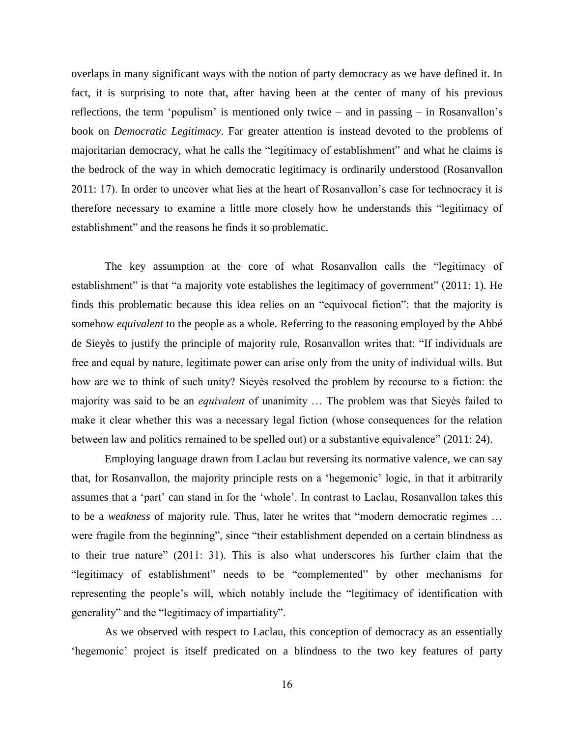overlaps in many significant ways with the notion of party democracy as we have defined it. In fact, it is surprising to note that, after having been at the center of many of his previous reflections, the term 'populism' is mentioned only twice – and in passing – in Rosanvallon's book on *Democratic Legitimacy*. Far greater attention is instead devoted to the problems of majoritarian democracy, what he calls the "legitimacy of establishment" and what he claims is the bedrock of the way in which democratic legitimacy is ordinarily understood (Rosanvallon 2011: 17). In order to uncover what lies at the heart of Rosanvallon's case for technocracy it is therefore necessary to examine a little more closely how he understands this "legitimacy of establishment" and the reasons he finds it so problematic.

The key assumption at the core of what Rosanvallon calls the "legitimacy of establishment" is that "a majority vote establishes the legitimacy of government" (2011: 1). He finds this problematic because this idea relies on an "equivocal fiction": that the majority is somehow *equivalent* to the people as a whole. Referring to the reasoning employed by the Abbé de Sieyès to justify the principle of majority rule, Rosanvallon writes that: "If individuals are free and equal by nature, legitimate power can arise only from the unity of individual wills. But how are we to think of such unity? Sieyès resolved the problem by recourse to a fiction: the majority was said to be an *equivalent* of unanimity … The problem was that Sieyès failed to make it clear whether this was a necessary legal fiction (whose consequences for the relation between law and politics remained to be spelled out) or a substantive equivalence" (2011: 24).

Employing language drawn from Laclau but reversing its normative valence, we can say that, for Rosanvallon, the majority principle rests on a 'hegemonic' logic, in that it arbitrarily assumes that a 'part' can stand in for the 'whole'. In contrast to Laclau, Rosanvallon takes this to be a *weakness* of majority rule. Thus, later he writes that "modern democratic regimes … were fragile from the beginning", since "their establishment depended on a certain blindness as to their true nature" (2011: 31). This is also what underscores his further claim that the "legitimacy of establishment" needs to be "complemented" by other mechanisms for representing the people's will, which notably include the "legitimacy of identification with generality" and the "legitimacy of impartiality".

As we observed with respect to Laclau, this conception of democracy as an essentially 'hegemonic' project is itself predicated on a blindness to the two key features of party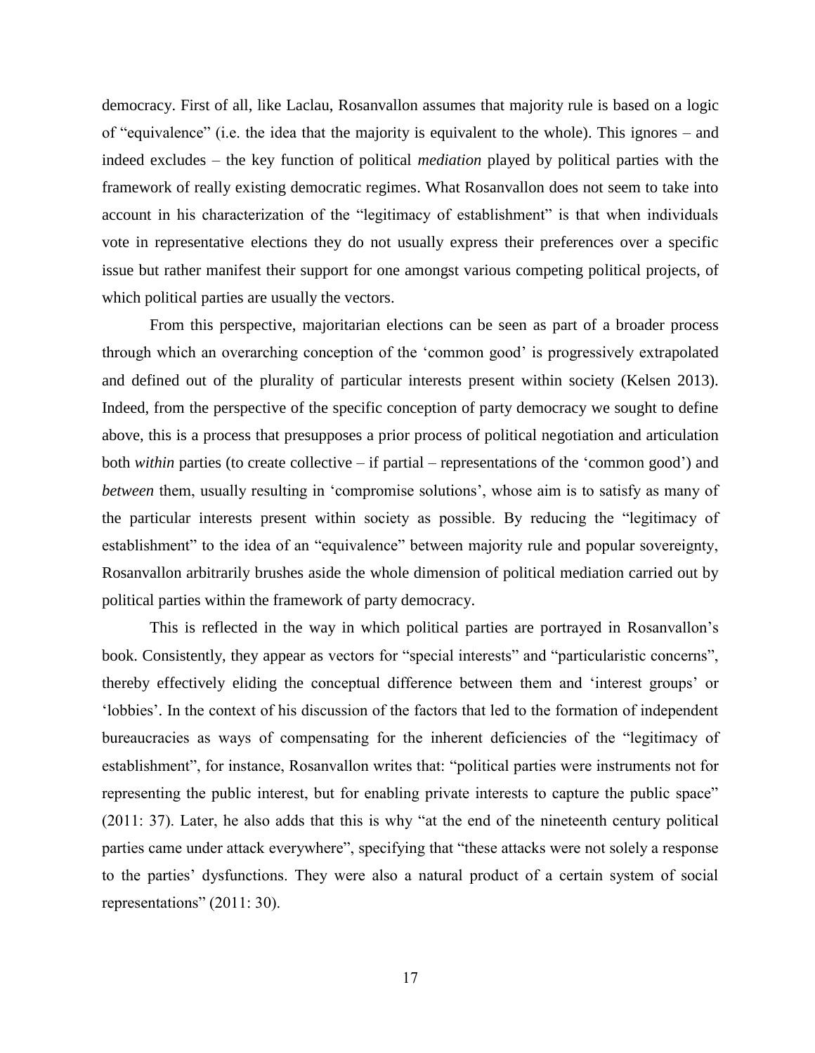democracy. First of all, like Laclau, Rosanvallon assumes that majority rule is based on a logic of "equivalence" (i.e. the idea that the majority is equivalent to the whole). This ignores – and indeed excludes – the key function of political *mediation* played by political parties with the framework of really existing democratic regimes. What Rosanvallon does not seem to take into account in his characterization of the "legitimacy of establishment" is that when individuals vote in representative elections they do not usually express their preferences over a specific issue but rather manifest their support for one amongst various competing political projects, of which political parties are usually the vectors.

From this perspective, majoritarian elections can be seen as part of a broader process through which an overarching conception of the 'common good' is progressively extrapolated and defined out of the plurality of particular interests present within society (Kelsen 2013). Indeed, from the perspective of the specific conception of party democracy we sought to define above, this is a process that presupposes a prior process of political negotiation and articulation both *within* parties (to create collective – if partial – representations of the 'common good') and *between* them, usually resulting in 'compromise solutions', whose aim is to satisfy as many of the particular interests present within society as possible. By reducing the "legitimacy of establishment" to the idea of an "equivalence" between majority rule and popular sovereignty, Rosanvallon arbitrarily brushes aside the whole dimension of political mediation carried out by political parties within the framework of party democracy.

This is reflected in the way in which political parties are portrayed in Rosanvallon's book. Consistently, they appear as vectors for "special interests" and "particularistic concerns", thereby effectively eliding the conceptual difference between them and 'interest groups' or 'lobbies'. In the context of his discussion of the factors that led to the formation of independent bureaucracies as ways of compensating for the inherent deficiencies of the "legitimacy of establishment", for instance, Rosanvallon writes that: "political parties were instruments not for representing the public interest, but for enabling private interests to capture the public space" (2011: 37). Later, he also adds that this is why "at the end of the nineteenth century political parties came under attack everywhere", specifying that "these attacks were not solely a response to the parties' dysfunctions. They were also a natural product of a certain system of social representations" (2011: 30).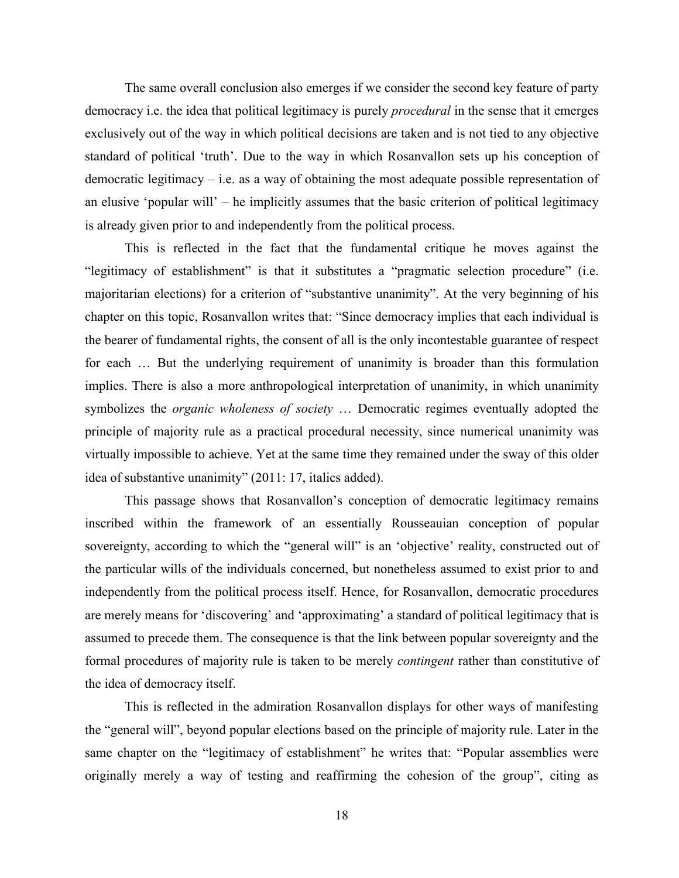The same overall conclusion also emerges if we consider the second key feature of party democracy i.e. the idea that political legitimacy is purely *procedural* in the sense that it emerges exclusively out of the way in which political decisions are taken and is not tied to any objective standard of political 'truth'. Due to the way in which Rosanvallon sets up his conception of democratic legitimacy – i.e. as a way of obtaining the most adequate possible representation of an elusive 'popular will' – he implicitly assumes that the basic criterion of political legitimacy is already given prior to and independently from the political process.

This is reflected in the fact that the fundamental critique he moves against the "legitimacy of establishment" is that it substitutes a "pragmatic selection procedure" (i.e. majoritarian elections) for a criterion of "substantive unanimity". At the very beginning of his chapter on this topic, Rosanvallon writes that: "Since democracy implies that each individual is the bearer of fundamental rights, the consent of all is the only incontestable guarantee of respect for each … But the underlying requirement of unanimity is broader than this formulation implies. There is also a more anthropological interpretation of unanimity, in which unanimity symbolizes the *organic wholeness of society* … Democratic regimes eventually adopted the principle of majority rule as a practical procedural necessity, since numerical unanimity was virtually impossible to achieve. Yet at the same time they remained under the sway of this older idea of substantive unanimity" (2011: 17, italics added).

This passage shows that Rosanvallon's conception of democratic legitimacy remains inscribed within the framework of an essentially Rousseauian conception of popular sovereignty, according to which the "general will" is an 'objective' reality, constructed out of the particular wills of the individuals concerned, but nonetheless assumed to exist prior to and independently from the political process itself. Hence, for Rosanvallon, democratic procedures are merely means for 'discovering' and 'approximating' a standard of political legitimacy that is assumed to precede them. The consequence is that the link between popular sovereignty and the formal procedures of majority rule is taken to be merely *contingent* rather than constitutive of the idea of democracy itself.

This is reflected in the admiration Rosanvallon displays for other ways of manifesting the "general will", beyond popular elections based on the principle of majority rule. Later in the same chapter on the "legitimacy of establishment" he writes that: "Popular assemblies were originally merely a way of testing and reaffirming the cohesion of the group", citing as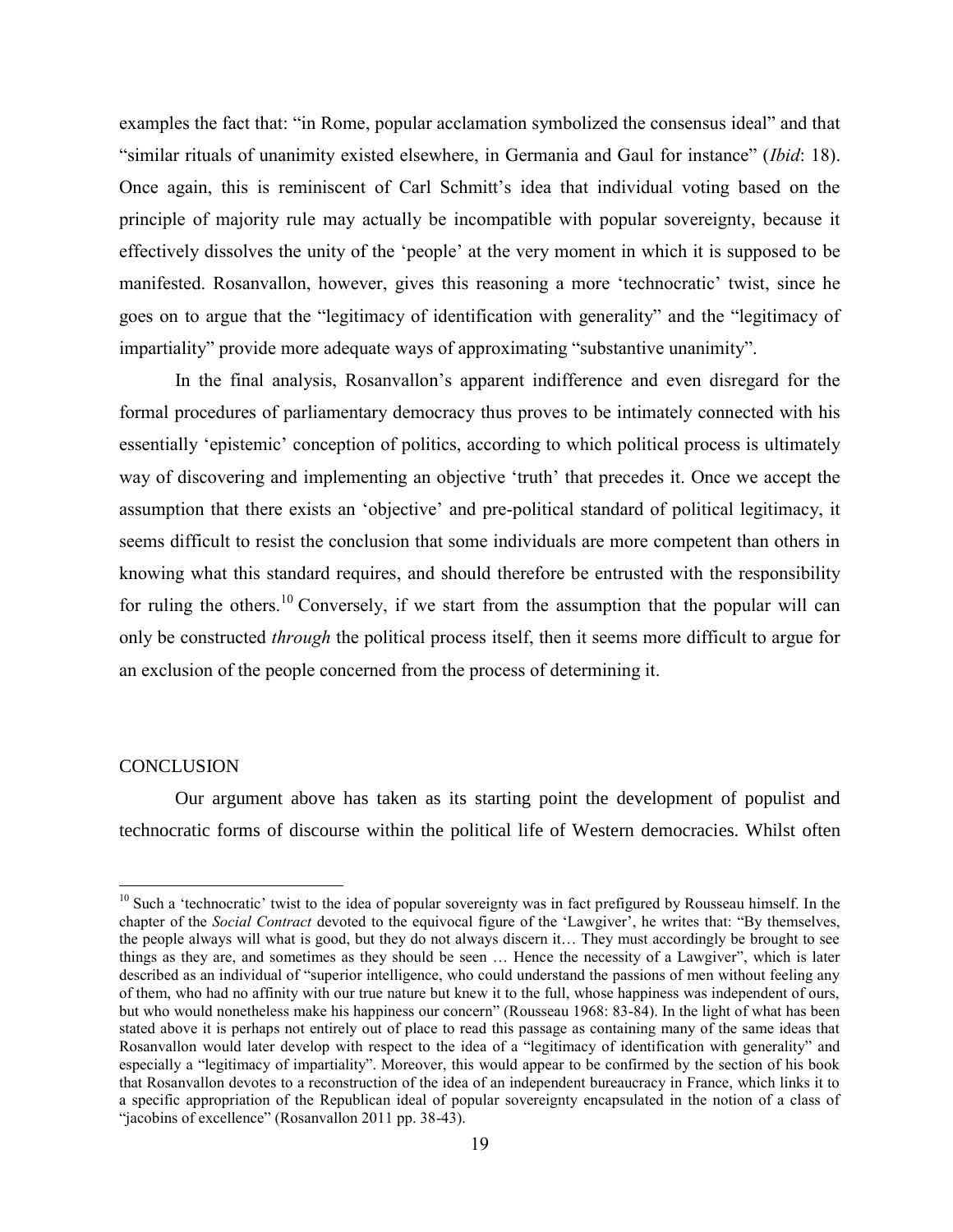examples the fact that: "in Rome, popular acclamation symbolized the consensus ideal" and that "similar rituals of unanimity existed elsewhere, in Germania and Gaul for instance" (*Ibid*: 18). Once again, this is reminiscent of Carl Schmitt's idea that individual voting based on the principle of majority rule may actually be incompatible with popular sovereignty, because it effectively dissolves the unity of the 'people' at the very moment in which it is supposed to be manifested. Rosanvallon, however, gives this reasoning a more 'technocratic' twist, since he goes on to argue that the "legitimacy of identification with generality" and the "legitimacy of impartiality" provide more adequate ways of approximating "substantive unanimity".

In the final analysis, Rosanvallon's apparent indifference and even disregard for the formal procedures of parliamentary democracy thus proves to be intimately connected with his essentially 'epistemic' conception of politics, according to which political process is ultimately way of discovering and implementing an objective 'truth' that precedes it. Once we accept the assumption that there exists an 'objective' and pre-political standard of political legitimacy, it seems difficult to resist the conclusion that some individuals are more competent than others in knowing what this standard requires, and should therefore be entrusted with the responsibility for ruling the others.[10] Conversely, if we start from the assumption that the popular will can only be constructed *through* the political process itself, then it seems more difficult to argue for an exclusion of the people concerned from the process of determining it.

## CONCLUSION

Our argument above has taken as its starting point the development of populist and technocratic forms of discourse within the political life of Western democracies. Whilst often

[10] Such a 'technocratic' twist to the idea of popular sovereignty was in fact prefigured by Rousseau himself. In the chapter of the *Social Contract* devoted to the equivocal figure of the 'Lawgiver', he writes that: "By themselves, the people always will what is good, but they do not always discern it… They must accordingly be brought to see things as they are, and sometimes as they should be seen … Hence the necessity of a Lawgiver", which is later described as an individual of "superior intelligence, who could understand the passions of men without feeling any of them, who had no affinity with our true nature but knew it to the full, whose happiness was independent of ours, but who would nonetheless make his happiness our concern" (Rousseau 1968: 83-84). In the light of what has been stated above it is perhaps not entirely out of place to read this passage as containing many of the same ideas that Rosanvallon would later develop with respect to the idea of a "legitimacy of identification with generality" and especially a "legitimacy of impartiality". Moreover, this would appear to be confirmed by the section of his book that Rosanvallon devotes to a reconstruction of the idea of an independent bureaucracy in France, which links it to a specific appropriation of the Republican ideal of popular sovereignty encapsulated in the notion of a class of "jacobins of excellence" (Rosanvallon 2011 pp. 38-43).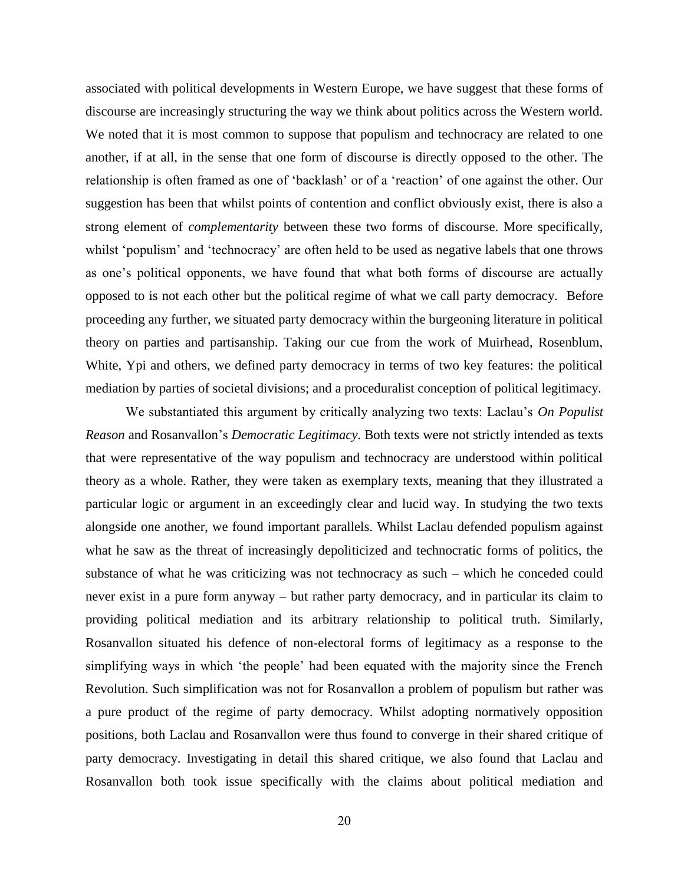associated with political developments in Western Europe, we have suggest that these forms of discourse are increasingly structuring the way we think about politics across the Western world. We noted that it is most common to suppose that populism and technocracy are related to one another, if at all, in the sense that one form of discourse is directly opposed to the other. The relationship is often framed as one of 'backlash' or of a 'reaction' of one against the other. Our suggestion has been that whilst points of contention and conflict obviously exist, there is also a strong element of *complementarity* between these two forms of discourse. More specifically, whilst 'populism' and 'technocracy' are often held to be used as negative labels that one throws as one's political opponents, we have found that what both forms of discourse are actually opposed to is not each other but the political regime of what we call party democracy. Before proceeding any further, we situated party democracy within the burgeoning literature in political theory on parties and partisanship. Taking our cue from the work of Muirhead, Rosenblum, White, Ypi and others, we defined party democracy in terms of two key features: the political mediation by parties of societal divisions; and a proceduralist conception of political legitimacy.

We substantiated this argument by critically analyzing two texts: Laclau's *On Populist Reason* and Rosanvallon's *Democratic Legitimacy*. Both texts were not strictly intended as texts that were representative of the way populism and technocracy are understood within political theory as a whole. Rather, they were taken as exemplary texts, meaning that they illustrated a particular logic or argument in an exceedingly clear and lucid way. In studying the two texts alongside one another, we found important parallels. Whilst Laclau defended populism against what he saw as the threat of increasingly depoliticized and technocratic forms of politics, the substance of what he was criticizing was not technocracy as such – which he conceded could never exist in a pure form anyway – but rather party democracy, and in particular its claim to providing political mediation and its arbitrary relationship to political truth. Similarly, Rosanvallon situated his defence of non-electoral forms of legitimacy as a response to the simplifying ways in which 'the people' had been equated with the majority since the French Revolution. Such simplification was not for Rosanvallon a problem of populism but rather was a pure product of the regime of party democracy. Whilst adopting normatively opposition positions, both Laclau and Rosanvallon were thus found to converge in their shared critique of party democracy. Investigating in detail this shared critique, we also found that Laclau and Rosanvallon both took issue specifically with the claims about political mediation and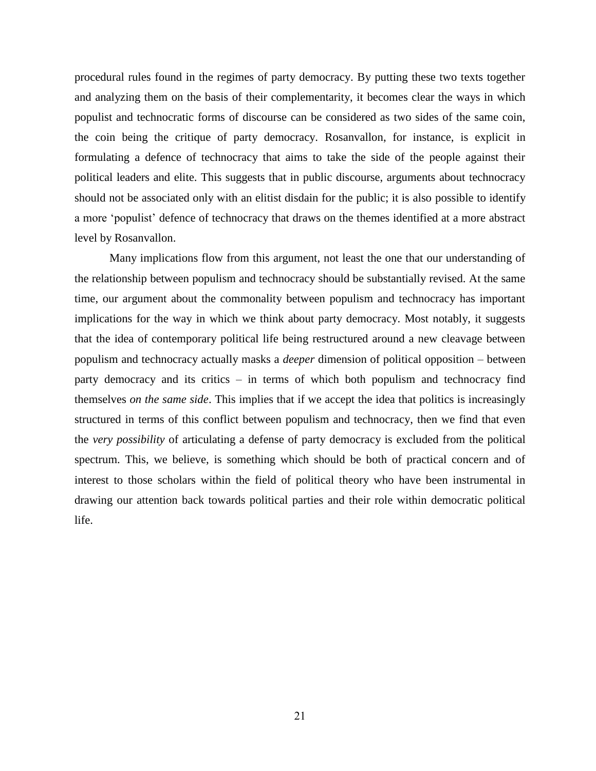procedural rules found in the regimes of party democracy. By putting these two texts together and analyzing them on the basis of their complementarity, it becomes clear the ways in which populist and technocratic forms of discourse can be considered as two sides of the same coin, the coin being the critique of party democracy. Rosanvallon, for instance, is explicit in formulating a defence of technocracy that aims to take the side of the people against their political leaders and elite. This suggests that in public discourse, arguments about technocracy should not be associated only with an elitist disdain for the public; it is also possible to identify a more 'populist' defence of technocracy that draws on the themes identified at a more abstract level by Rosanvallon.

Many implications flow from this argument, not least the one that our understanding of the relationship between populism and technocracy should be substantially revised. At the same time, our argument about the commonality between populism and technocracy has important implications for the way in which we think about party democracy. Most notably, it suggests that the idea of contemporary political life being restructured around a new cleavage between populism and technocracy actually masks a *deeper* dimension of political opposition – between party democracy and its critics – in terms of which both populism and technocracy find themselves *on the same side*. This implies that if we accept the idea that politics is increasingly structured in terms of this conflict between populism and technocracy, then we find that even the *very possibility* of articulating a defense of party democracy is excluded from the political spectrum. This, we believe, is something which should be both of practical concern and of interest to those scholars within the field of political theory who have been instrumental in drawing our attention back towards political parties and their role within democratic political life.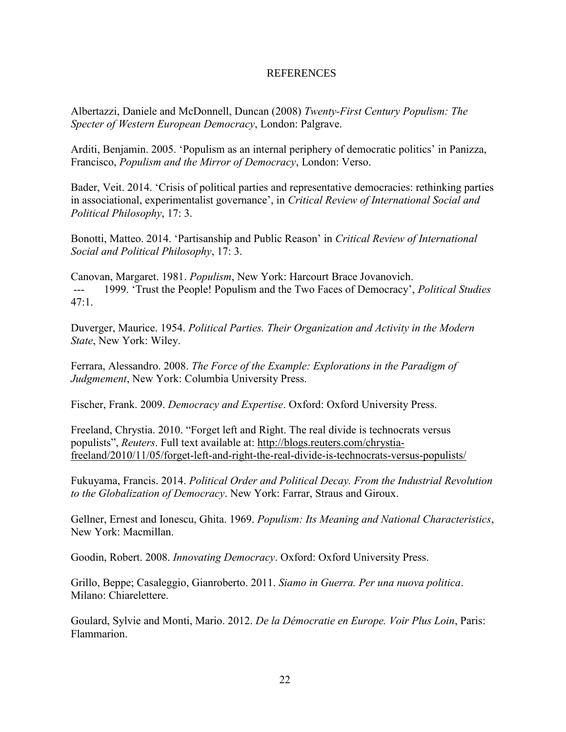# REFERENCES

Albertazzi, Daniele and McDonnell, Duncan (2008) *Twenty-First Century Populism: The Specter of Western European Democracy*, London: Palgrave.

Arditi, Benjamin. 2005. 'Populism as an internal periphery of democratic politics' in Panizza, Francisco, *Populism and the Mirror of Democracy*, London: Verso.

Bader, Veit. 2014. 'Crisis of political parties and representative democracies: rethinking parties in associational, experimentalist governance', in *Critical Review of International Social and Political Philosophy*, 17: 3.

Bonotti, Matteo. 2014. 'Partisanship and Public Reason' in *Critical Review of International Social and Political Philosophy*, 17: 3.

Canovan, Margaret. 1981. *Populism*, New York: Harcourt Brace Jovanovich.
--- 1999. 'Trust the People! Populism and the Two Faces of Democracy', *Political Studies* 47:1.

Duverger, Maurice. 1954. *Political Parties. Their Organization and Activity in the Modern State*, New York: Wiley.

Ferrara, Alessandro. 2008. *The Force of the Example: Explorations in the Paradigm of Judgmement*, New York: Columbia University Press.

Fischer, Frank. 2009. *Democracy and Expertise*. Oxford: Oxford University Press.

Freeland, Chrystia. 2010. "Forget left and Right. The real divide is technocrats versus populists", *Reuters*. Full text available at: http://blogs.reuters.com/chrystia-freeland/2010/11/05/forget-left-and-right-the-real-divide-is-technocrats-versus-populists/

Fukuyama, Francis. 2014. *Political Order and Political Decay. From the Industrial Revolution to the Globalization of Democracy*. New York: Farrar, Straus and Giroux.

Gellner, Ernest and Ionescu, Ghita. 1969. *Populism: Its Meaning and National Characteristics*, New York: Macmillan.

Goodin, Robert. 2008. *Innovating Democracy*. Oxford: Oxford University Press.

Grillo, Beppe; Casaleggio, Gianroberto. 2011. *Siamo in Guerra. Per una nuova politica*. Milano: Chiarelettere.

Goulard, Sylvie and Monti, Mario. 2012. *De la Démocratie en Europe. Voir Plus Loin*, Paris: Flammarion.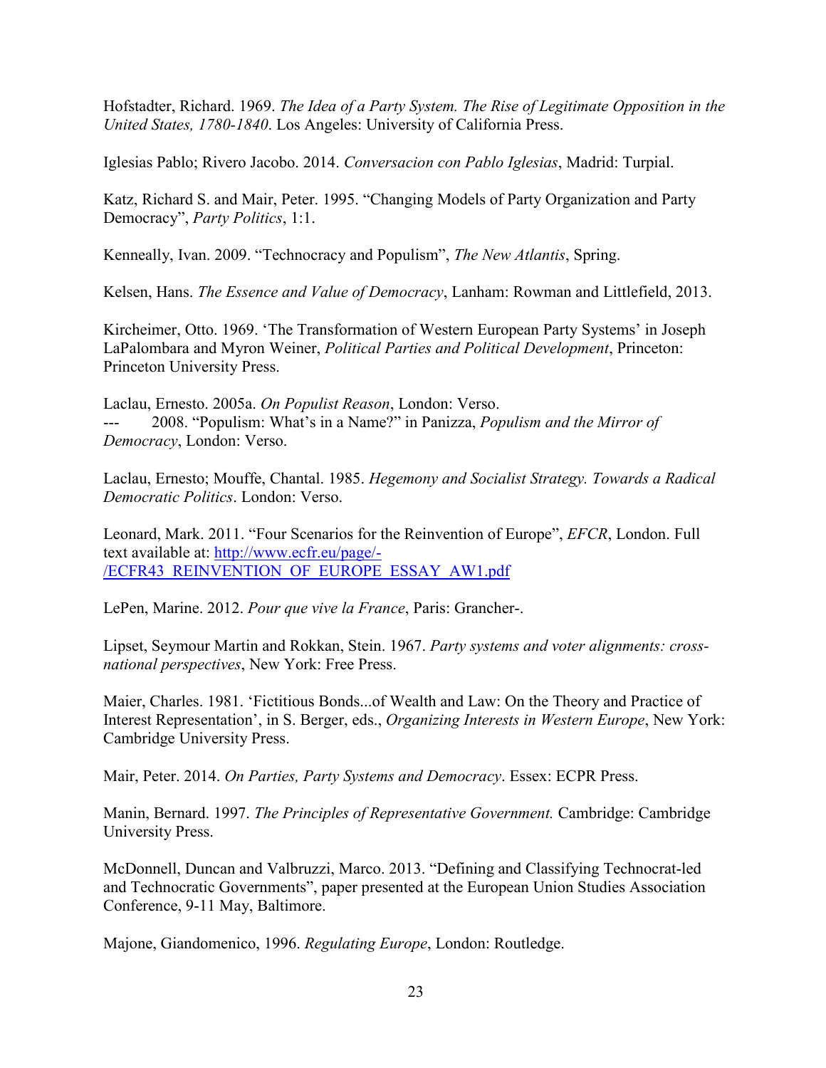Hofstadter, Richard. 1969. *The Idea of a Party System. The Rise of Legitimate Opposition in the United States, 1780-1840*. Los Angeles: University of California Press.

Iglesias Pablo; Rivero Jacobo. 2014. *Conversacion con Pablo Iglesias*, Madrid: Turpial.

Katz, Richard S. and Mair, Peter. 1995. "Changing Models of Party Organization and Party Democracy", *Party Politics*, 1:1.

Kenneally, Ivan. 2009. "Technocracy and Populism", *The New Atlantis*, Spring.

Kelsen, Hans. *The Essence and Value of Democracy*, Lanham: Rowman and Littlefield, 2013.

Kircheimer, Otto. 1969. 'The Transformation of Western European Party Systems' in Joseph LaPalombara and Myron Weiner, *Political Parties and Political Development*, Princeton: Princeton University Press.

Laclau, Ernesto. 2005a. *On Populist Reason*, London: Verso.
--- 2008. "Populism: What's in a Name?" in Panizza, *Populism and the Mirror of Democracy*, London: Verso.

Laclau, Ernesto; Mouffe, Chantal. 1985. *Hegemony and Socialist Strategy. Towards a Radical Democratic Politics*. London: Verso.

Leonard, Mark. 2011. "Four Scenarios for the Reinvention of Europe", *EFCR*, London. Full text available at: http://www.ecfr.eu/page/-/ECFR43_REINVENTION_OF_EUROPE_ESSAY_AW1.pdf

LePen, Marine. 2012. *Pour que vive la France*, Paris: Grancher-.

Lipset, Seymour Martin and Rokkan, Stein. 1967. *Party systems and voter alignments: cross-national perspectives*, New York: Free Press.

Maier, Charles. 1981. 'Fictitious Bonds...of Wealth and Law: On the Theory and Practice of Interest Representation', in S. Berger, eds., *Organizing Interests in Western Europe*, New York: Cambridge University Press.

Mair, Peter. 2014. *On Parties, Party Systems and Democracy*. Essex: ECPR Press.

Manin, Bernard. 1997. *The Principles of Representative Government.* Cambridge: Cambridge University Press.

McDonnell, Duncan and Valbruzzi, Marco. 2013. "Defining and Classifying Technocrat-led and Technocratic Governments", paper presented at the European Union Studies Association Conference, 9-11 May, Baltimore.

Majone, Giandomenico, 1996. *Regulating Europe*, London: Routledge.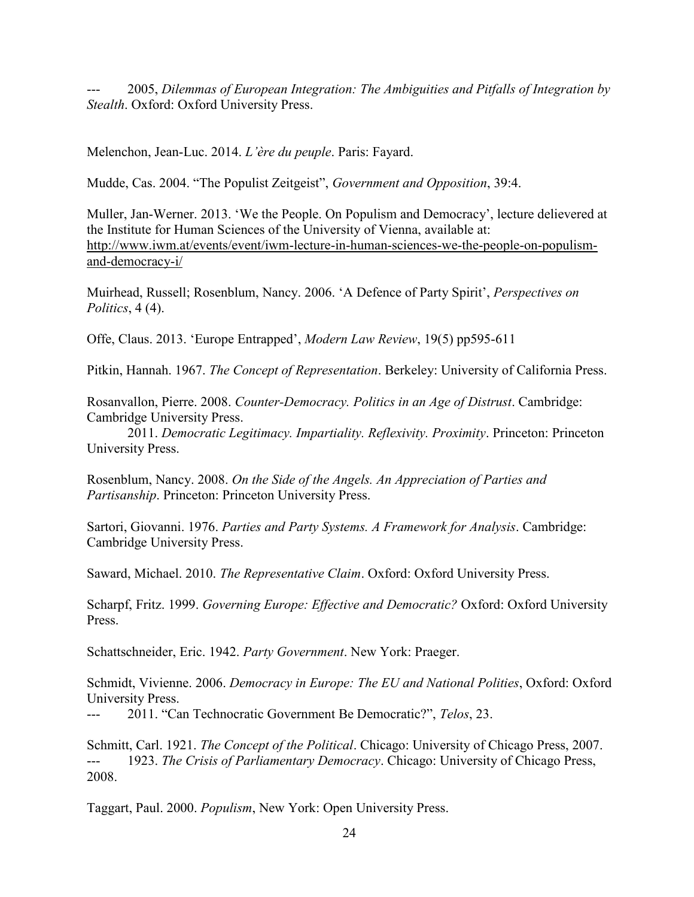--- 2005, *Dilemmas of European Integration: The Ambiguities and Pitfalls of Integration by Stealth*. Oxford: Oxford University Press.

Melenchon, Jean-Luc. 2014. *L'ère du peuple*. Paris: Fayard.

Mudde, Cas. 2004. "The Populist Zeitgeist", *Government and Opposition*, 39:4.

Muller, Jan-Werner. 2013. 'We the People. On Populism and Democracy', lecture delievered at the Institute for Human Sciences of the University of Vienna, available at: http://www.iwm.at/events/event/iwm-lecture-in-human-sciences-we-the-people-on-populism-and-democracy-i/

Muirhead, Russell; Rosenblum, Nancy. 2006. 'A Defence of Party Spirit', *Perspectives on Politics*, 4 (4).

Offe, Claus. 2013. 'Europe Entrapped', *Modern Law Review*, 19(5) pp595-611

Pitkin, Hannah. 1967. *The Concept of Representation*. Berkeley: University of California Press.

Rosanvallon, Pierre. 2008. *Counter-Democracy. Politics in an Age of Distrust*. Cambridge: Cambridge University Press.

2011. *Democratic Legitimacy. Impartiality. Reflexivity. Proximity*. Princeton: Princeton University Press.

Rosenblum, Nancy. 2008. *On the Side of the Angels. An Appreciation of Parties and Partisanship*. Princeton: Princeton University Press.

Sartori, Giovanni. 1976. *Parties and Party Systems. A Framework for Analysis*. Cambridge: Cambridge University Press.

Saward, Michael. 2010. *The Representative Claim*. Oxford: Oxford University Press.

Scharpf, Fritz. 1999. *Governing Europe: Effective and Democratic?* Oxford: Oxford University Press.

Schattschneider, Eric. 1942. *Party Government*. New York: Praeger.

Schmidt, Vivienne. 2006. *Democracy in Europe: The EU and National Polities*, Oxford: Oxford University Press.

--- 2011. "Can Technocratic Government Be Democratic?", *Telos*, 23.

Schmitt, Carl. 1921. *The Concept of the Political*. Chicago: University of Chicago Press, 2007.

--- 1923. *The Crisis of Parliamentary Democracy*. Chicago: University of Chicago Press, 2008.

Taggart, Paul. 2000. *Populism*, New York: Open University Press.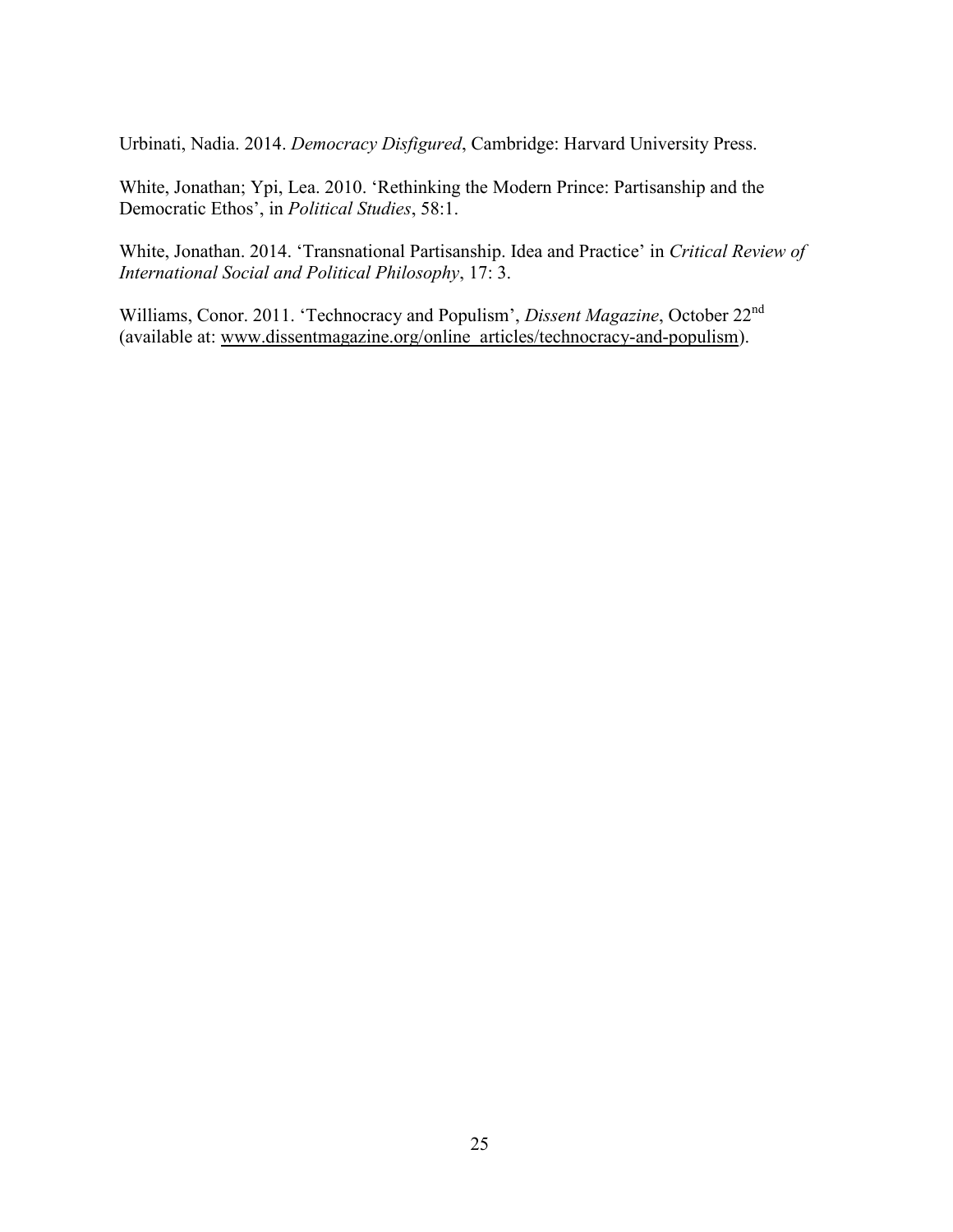Urbinati, Nadia. 2014. *Democracy Disfigured*, Cambridge: Harvard University Press.

White, Jonathan; Ypi, Lea. 2010. 'Rethinking the Modern Prince: Partisanship and the Democratic Ethos', in *Political Studies*, 58:1.

White, Jonathan. 2014. 'Transnational Partisanship. Idea and Practice' in *Critical Review of International Social and Political Philosophy*, 17: 3.

Williams, Conor. 2011. 'Technocracy and Populism', *Dissent Magazine*, October 22nd (available at: www.dissentmagazine.org/online_articles/technocracy-and-populism).